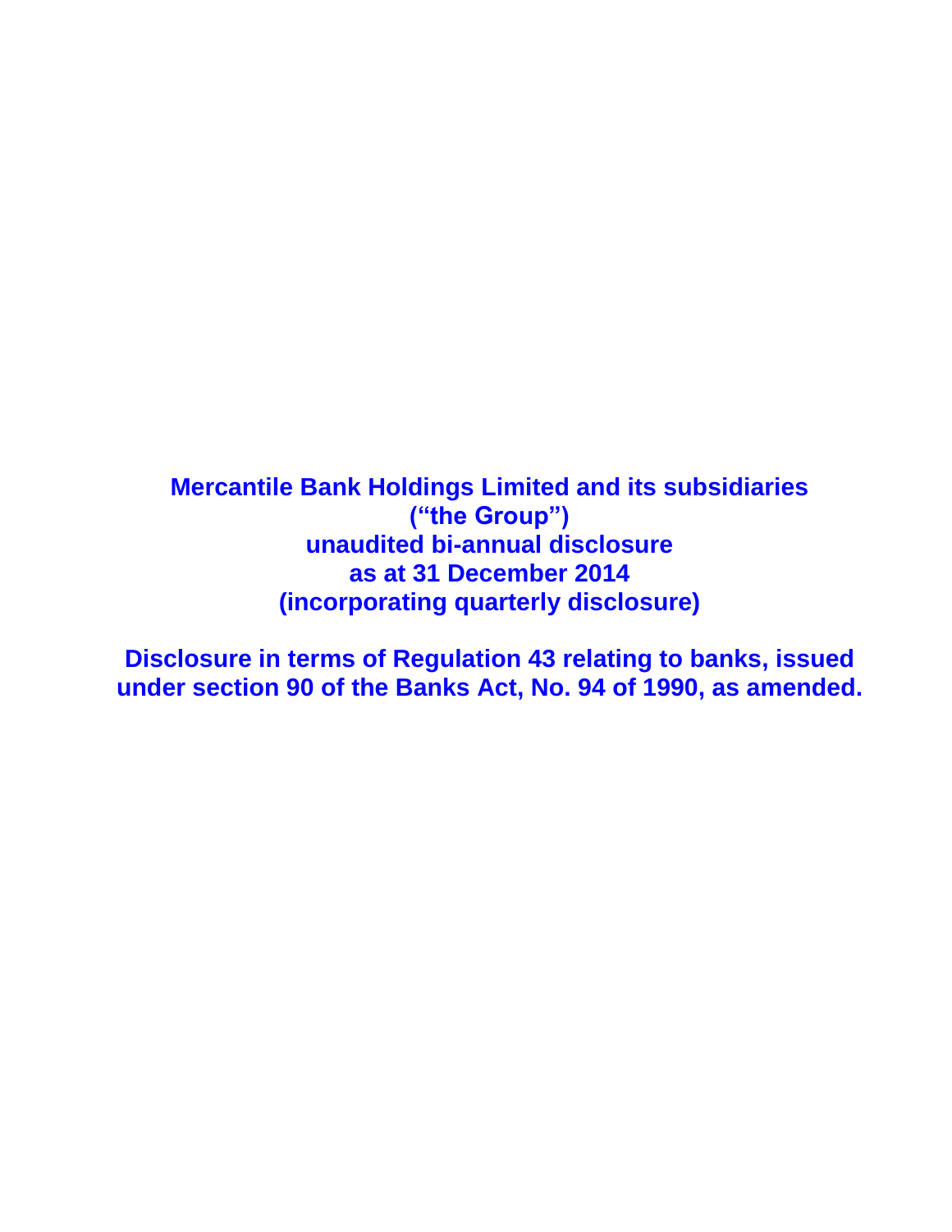# Mercantile Bank Holdings Limited and its subsidiaries
# ("the Group")
# unaudited bi-annual disclosure
# as at 31 December 2014
# (incorporating quarterly disclosure)

**Disclosure in terms of Regulation 43 relating to banks, issued under section 90 of the Banks Act, No. 94 of 1990, as amended.**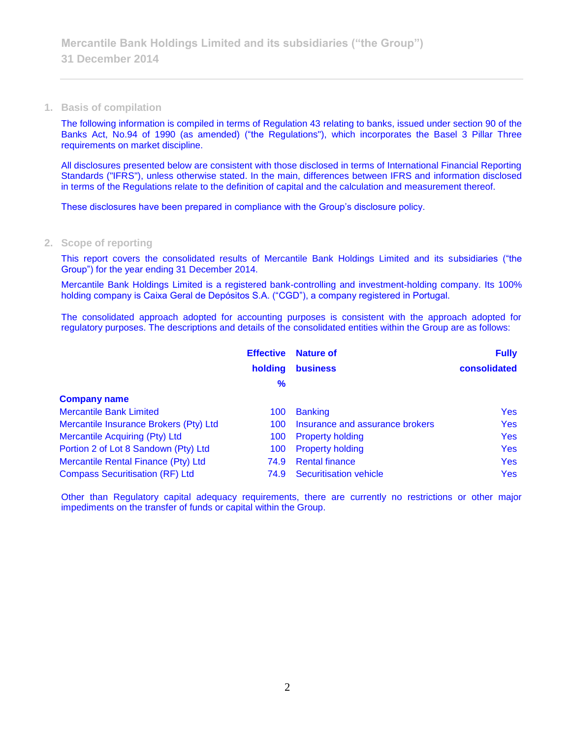## 1. Basis of compilation

The following information is compiled in terms of Regulation 43 relating to banks, issued under section 90 of the Banks Act, No.94 of 1990 (as amended) ("the Regulations"), which incorporates the Basel 3 Pillar Three requirements on market discipline.

All disclosures presented below are consistent with those disclosed in terms of International Financial Reporting Standards ("IFRS"), unless otherwise stated. In the main, differences between IFRS and information disclosed in terms of the Regulations relate to the definition of capital and the calculation and measurement thereof.

These disclosures have been prepared in compliance with the Group's disclosure policy.

## 2. Scope of reporting

This report covers the consolidated results of Mercantile Bank Holdings Limited and its subsidiaries ("the Group") for the year ending 31 December 2014.

Mercantile Bank Holdings Limited is a registered bank-controlling and investment-holding company. Its 100% holding company is Caixa Geral de Depósitos S.A. ("CGD"), a company registered in Portugal.

The consolidated approach adopted for accounting purposes is consistent with the approach adopted for regulatory purposes. The descriptions and details of the consolidated entities within the Group are as follows:

| Company name | Effective holding % | Nature of business | Fully consolidated |
|---|---|---|---|
| Mercantile Bank Limited | 100 | Banking | Yes |
| Mercantile Insurance Brokers (Pty) Ltd | 100 | Insurance and assurance brokers | Yes |
| Mercantile Acquiring (Pty) Ltd | 100 | Property holding | Yes |
| Portion 2 of Lot 8 Sandown (Pty) Ltd | 100 | Property holding | Yes |
| Mercantile Rental Finance (Pty) Ltd | 74.9 | Rental finance | Yes |
| Compass Securitisation (RF) Ltd | 74.9 | Securitisation vehicle | Yes |

Other than Regulatory capital adequacy requirements, there are currently no restrictions or other major impediments on the transfer of funds or capital within the Group.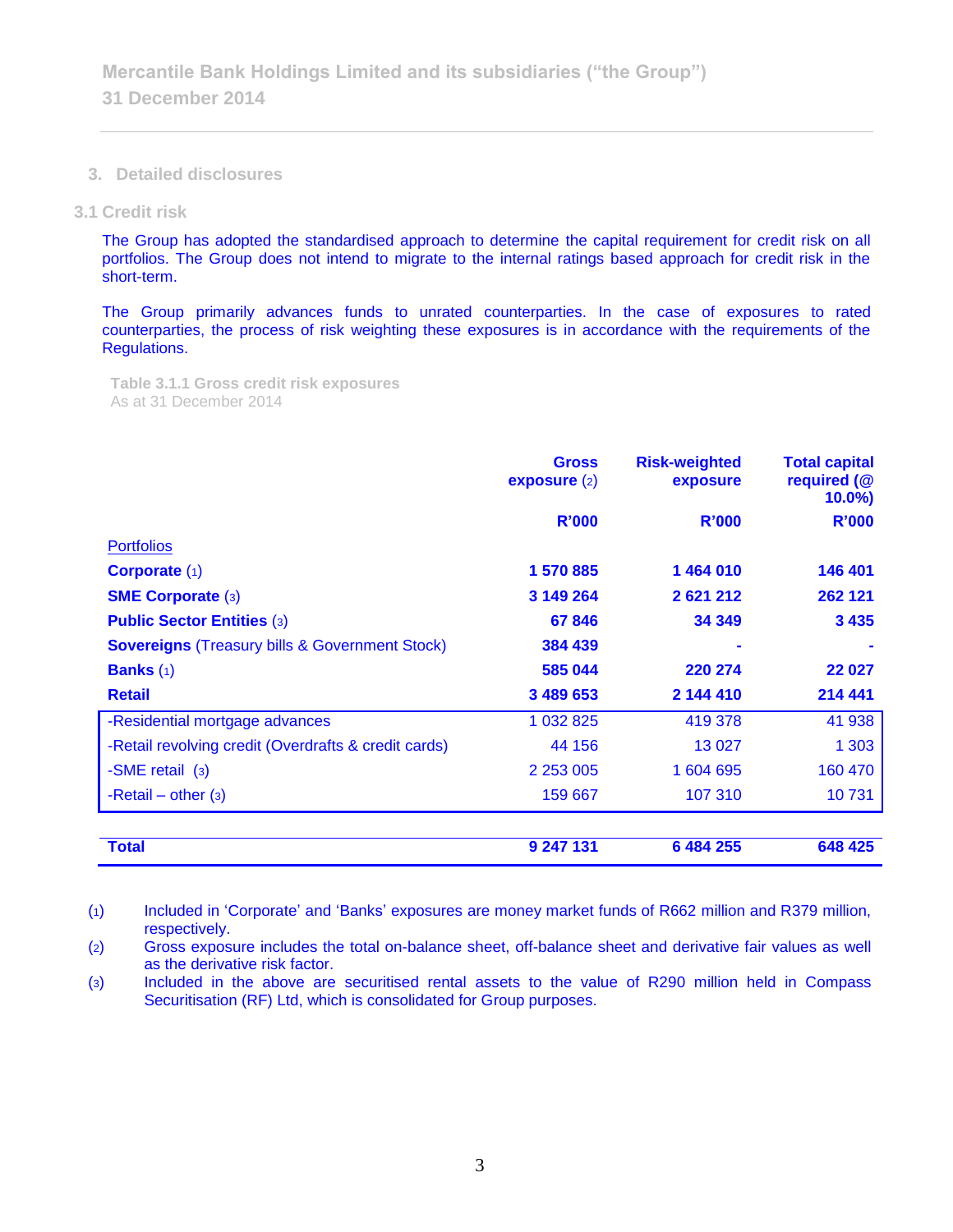## 3. Detailed disclosures

### 3.1 Credit risk

The Group has adopted the standardised approach to determine the capital requirement for credit risk on all portfolios. The Group does not intend to migrate to the internal ratings based approach for credit risk in the short-term.

The Group primarily advances funds to unrated counterparties. In the case of exposures to rated counterparties, the process of risk weighting these exposures is in accordance with the requirements of the Regulations.

**Table 3.1.1 Gross credit risk exposures**
As at 31 December 2014

| | Gross exposure (2) | Risk-weighted exposure | Total capital required (@ 10.0%) |
|---|---|---|---|
| | **R'000** | **R'000** | **R'000** |
| Portfolios | | | |
| **Corporate** (1) | **1 570 885** | **1 464 010** | **146 401** |
| **SME Corporate** (3) | **3 149 264** | **2 621 212** | **262 121** |
| **Public Sector Entities** (3) | **67 846** | **34 349** | **3 435** |
| **Sovereigns** (Treasury bills & Government Stock) | **384 439** | **-** | **-** |
| **Banks** (1) | **585 044** | **220 274** | **22 027** |
| **Retail** | **3 489 653** | **2 144 410** | **214 441** |
| -Residential mortgage advances | 1 032 825 | 419 378 | 41 938 |
| -Retail revolving credit (Overdrafts & credit cards) | 44 156 | 13 027 | 1 303 |
| -SME retail (3) | 2 253 005 | 1 604 695 | 160 470 |
| -Retail – other (3) | 159 667 | 107 310 | 10 731 |
| **Total** | **9 247 131** | **6 484 255** | **648 425** |

(1) Included in 'Corporate' and 'Banks' exposures are money market funds of R662 million and R379 million, respectively.

(2) Gross exposure includes the total on-balance sheet, off-balance sheet and derivative fair values as well as the derivative risk factor.

(3) Included in the above are securitised rental assets to the value of R290 million held in Compass Securitisation (RF) Ltd, which is consolidated for Group purposes.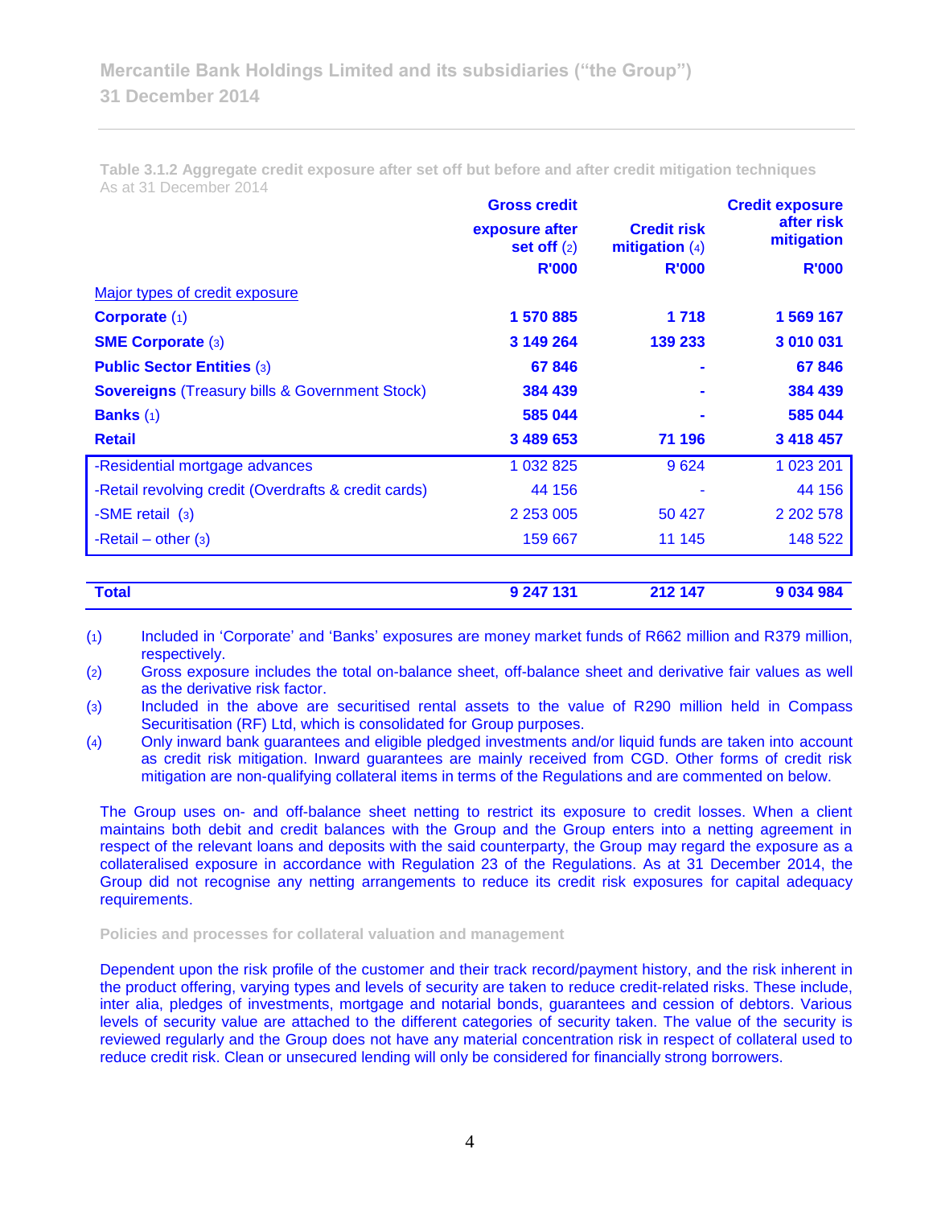**Table 3.1.2 Aggregate credit exposure after set off but before and after credit mitigation techniques**
As at 31 December 2014

| | Gross credit exposure after set off (2) | Credit risk mitigation (4) | Credit exposure after risk mitigation |
|---|---|---|---|
| | R'000 | R'000 | R'000 |
| Major types of credit exposure | | | |
| **Corporate** (1) | **1 570 885** | **1 718** | **1 569 167** |
| **SME Corporate** (3) | **3 149 264** | **139 233** | **3 010 031** |
| **Public Sector Entities** (3) | **67 846** | **-** | **67 846** |
| **Sovereigns** (Treasury bills & Government Stock) | **384 439** | **-** | **384 439** |
| **Banks** (1) | **585 044** | **-** | **585 044** |
| **Retail** | **3 489 653** | **71 196** | **3 418 457** |
| -Residential mortgage advances | 1 032 825 | 9 624 | 1 023 201 |
| -Retail revolving credit (Overdrafts & credit cards) | 44 156 | - | 44 156 |
| -SME retail (3) | 2 253 005 | 50 427 | 2 202 578 |
| -Retail – other (3) | 159 667 | 11 145 | 148 522 |
| **Total** | **9 247 131** | **212 147** | **9 034 984** |

(1) Included in 'Corporate' and 'Banks' exposures are money market funds of R662 million and R379 million, respectively.

(2) Gross exposure includes the total on-balance sheet, off-balance sheet and derivative fair values as well as the derivative risk factor.

(3) Included in the above are securitised rental assets to the value of R290 million held in Compass Securitisation (RF) Ltd, which is consolidated for Group purposes.

(4) Only inward bank guarantees and eligible pledged investments and/or liquid funds are taken into account as credit risk mitigation. Inward guarantees are mainly received from CGD. Other forms of credit risk mitigation are non-qualifying collateral items in terms of the Regulations and are commented on below.

The Group uses on- and off-balance sheet netting to restrict its exposure to credit losses. When a client maintains both debit and credit balances with the Group and the Group enters into a netting agreement in respect of the relevant loans and deposits with the said counterparty, the Group may regard the exposure as a collateralised exposure in accordance with Regulation 23 of the Regulations. As at 31 December 2014, the Group did not recognise any netting arrangements to reduce its credit risk exposures for capital adequacy requirements.

**Policies and processes for collateral valuation and management**

Dependent upon the risk profile of the customer and their track record/payment history, and the risk inherent in the product offering, varying types and levels of security are taken to reduce credit-related risks. These include, inter alia, pledges of investments, mortgage and notarial bonds, guarantees and cession of debtors. Various levels of security value are attached to the different categories of security taken. The value of the security is reviewed regularly and the Group does not have any material concentration risk in respect of collateral used to reduce credit risk. Clean or unsecured lending will only be considered for financially strong borrowers.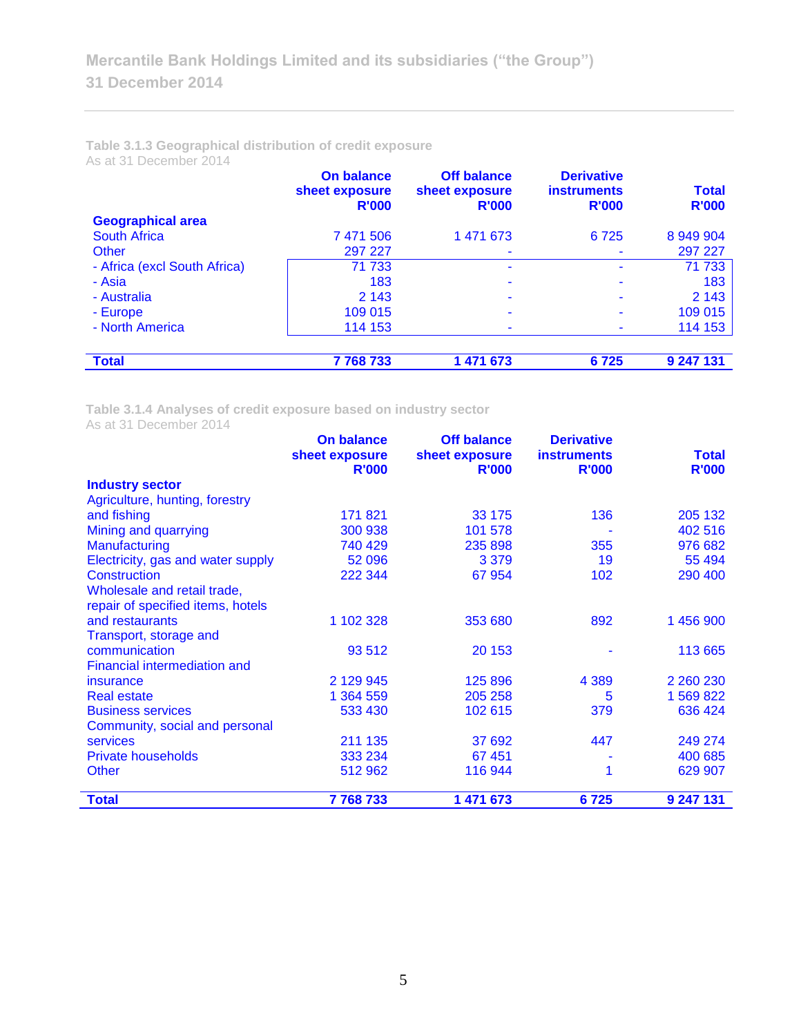**Table 3.1.3 Geographical distribution of credit exposure**
As at 31 December 2014

| Geographical area | On balance sheet exposure R'000 | Off balance sheet exposure R'000 | Derivative instruments R'000 | Total R'000 |
|---|---|---|---|---|
| South Africa | 7 471 506 | 1 471 673 | 6 725 | 8 949 904 |
| Other | 297 227 | - | - | 297 227 |
| - Africa (excl South Africa) | 71 733 | - | - | 71 733 |
| - Asia | 183 | - | - | 183 |
| - Australia | 2 143 | - | - | 2 143 |
| - Europe | 109 015 | - | - | 109 015 |
| - North America | 114 153 | - | - | 114 153 |
| **Total** | **7 768 733** | **1 471 673** | **6 725** | **9 247 131** |

**Table 3.1.4 Analyses of credit exposure based on industry sector**
As at 31 December 2014

| Industry sector | On balance sheet exposure R'000 | Off balance sheet exposure R'000 | Derivative instruments R'000 | Total R'000 |
|---|---|---|---|---|
| Agriculture, hunting, forestry and fishing | 171 821 | 33 175 | 136 | 205 132 |
| Mining and quarrying | 300 938 | 101 578 | - | 402 516 |
| Manufacturing | 740 429 | 235 898 | 355 | 976 682 |
| Electricity, gas and water supply | 52 096 | 3 379 | 19 | 55 494 |
| Construction | 222 344 | 67 954 | 102 | 290 400 |
| Wholesale and retail trade, repair of specified items, hotels and restaurants | 1 102 328 | 353 680 | 892 | 1 456 900 |
| Transport, storage and communication | 93 512 | 20 153 | - | 113 665 |
| Financial intermediation and insurance | 2 129 945 | 125 896 | 4 389 | 2 260 230 |
| Real estate | 1 364 559 | 205 258 | 5 | 1 569 822 |
| Business services | 533 430 | 102 615 | 379 | 636 424 |
| Community, social and personal services | 211 135 | 37 692 | 447 | 249 274 |
| Private households | 333 234 | 67 451 | - | 400 685 |
| Other | 512 962 | 116 944 | 1 | 629 907 |
| **Total** | **7 768 733** | **1 471 673** | **6 725** | **9 247 131** |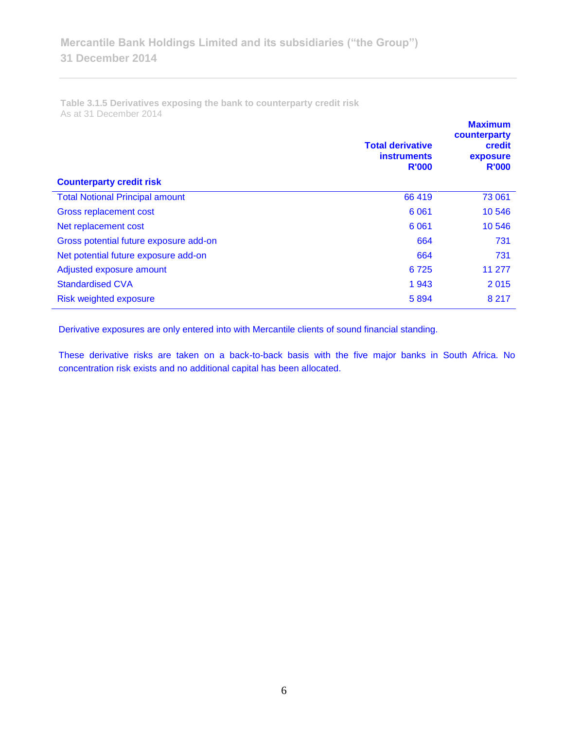**Table 3.1.5 Derivatives exposing the bank to counterparty credit risk**
As at 31 December 2014

| Counterparty credit risk | Total derivative instruments R'000 | Maximum counterparty credit exposure R'000 |
|---|---|---|
| Total Notional Principal amount | 66 419 | 73 061 |
| Gross replacement cost | 6 061 | 10 546 |
| Net replacement cost | 6 061 | 10 546 |
| Gross potential future exposure add-on | 664 | 731 |
| Net potential future exposure add-on | 664 | 731 |
| Adjusted exposure amount | 6 725 | 11 277 |
| Standardised CVA | 1 943 | 2 015 |
| Risk weighted exposure | 5 894 | 8 217 |

Derivative exposures are only entered into with Mercantile clients of sound financial standing.

These derivative risks are taken on a back-to-back basis with the five major banks in South Africa. No concentration risk exists and no additional capital has been allocated.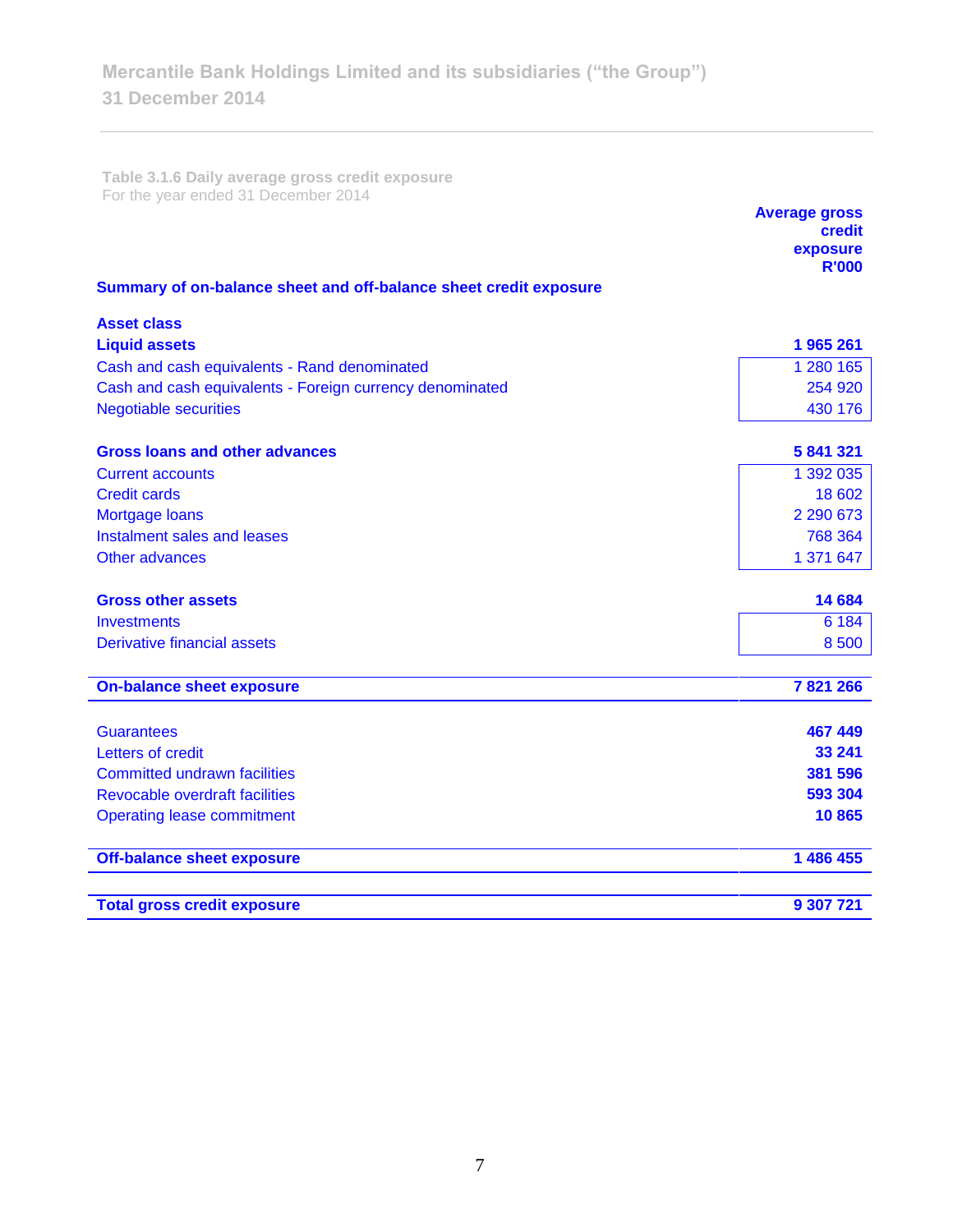**Table 3.1.6 Daily average gross credit exposure**
For the year ended 31 December 2014

| | Average gross credit exposure R'000 |
|---|---|
| **Summary of on-balance sheet and off-balance sheet credit exposure** | |
| **Asset class** | |
| **Liquid assets** | **1 965 261** |
| Cash and cash equivalents - Rand denominated | 1 280 165 |
| Cash and cash equivalents - Foreign currency denominated | 254 920 |
| Negotiable securities | 430 176 |
| **Gross loans and other advances** | **5 841 321** |
| Current accounts | 1 392 035 |
| Credit cards | 18 602 |
| Mortgage loans | 2 290 673 |
| Instalment sales and leases | 768 364 |
| Other advances | 1 371 647 |
| **Gross other assets** | **14 684** |
| Investments | 6 184 |
| Derivative financial assets | 8 500 |
| **On-balance sheet exposure** | **7 821 266** |
| Guarantees | **467 449** |
| Letters of credit | **33 241** |
| Committed undrawn facilities | **381 596** |
| Revocable overdraft facilities | **593 304** |
| Operating lease commitment | **10 865** |
| **Off-balance sheet exposure** | **1 486 455** |
| **Total gross credit exposure** | **9 307 721** |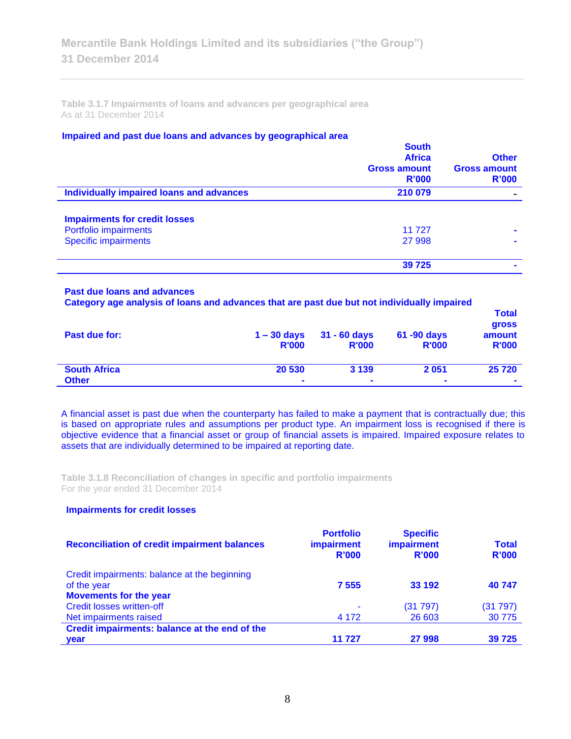**Table 3.1.7 Impairments of loans and advances per geographical area**
As at 31 December 2014

### Impaired and past due loans and advances by geographical area

| | South Africa Gross amount R'000 | Other Gross amount R'000 |
|---|---|---|
| **Individually impaired loans and advances** | **210 079** | **-** |
| **Impairments for credit losses** | | |
| Portfolio impairments | 11 727 | - |
| Specific impairments | 27 998 | - |
| | **39 725** | **-** |

**Past due loans and advances**
**Category age analysis of loans and advances that are past due but not individually impaired**

| Past due for: | 1 – 30 days R'000 | 31 - 60 days R'000 | 61 -90 days R'000 | Total gross amount R'000 |
|---|---|---|---|---|
| **South Africa** | **20 530** | **3 139** | **2 051** | **25 720** |
| **Other** | **-** | **-** | **-** | **-** |

A financial asset is past due when the counterparty has failed to make a payment that is contractually due; this is based on appropriate rules and assumptions per product type. An impairment loss is recognised if there is objective evidence that a financial asset or group of financial assets is impaired. Impaired exposure relates to assets that are individually determined to be impaired at reporting date.

**Table 3.1.8 Reconciliation of changes in specific and portfolio impairments**
For the year ended 31 December 2014

### Impairments for credit losses

| Reconciliation of credit impairment balances | Portfolio impairment R'000 | Specific impairment R'000 | Total R'000 |
|---|---|---|---|
| Credit impairments: balance at the beginning of the year | **7 555** | **33 192** | **40 747** |
| **Movements for the year** | | | |
| Credit losses written-off | - | (31 797) | (31 797) |
| Net impairments raised | 4 172 | 26 603 | 30 775 |
| **Credit impairments: balance at the end of the year** | **11 727** | **27 998** | **39 725** |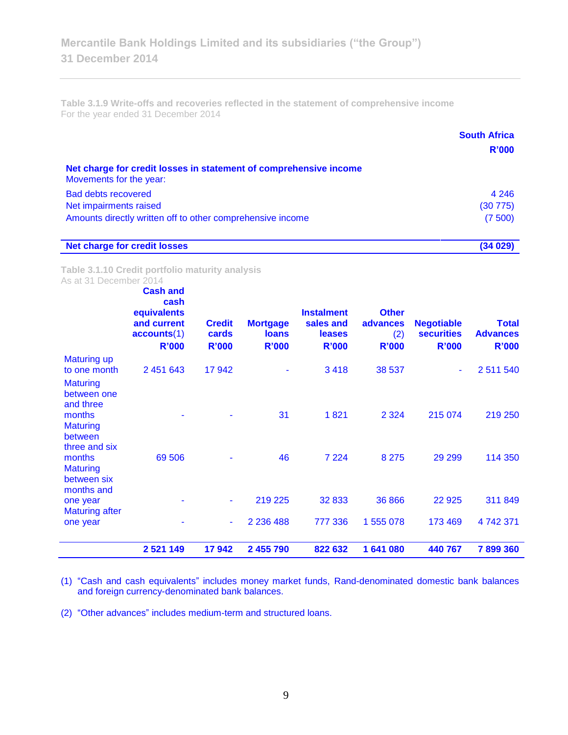**Table 3.1.9 Write-offs and recoveries reflected in the statement of comprehensive income**
For the year ended 31 December 2014

| | South Africa R'000 |
|---|---|
| **Net charge for credit losses in statement of comprehensive income** | |
| Movements for the year: | |
| Bad debts recovered | 4 246 |
| Net impairments raised | (30 775) |
| Amounts directly written off to other comprehensive income | (7 500) |
| **Net charge for credit losses** | **(34 029)** |

**Table 3.1.10 Credit portfolio maturity analysis**
As at 31 December 2014

| | Cash and cash equivalents and current accounts(1) R'000 | Credit cards R'000 | Mortgage loans R'000 | Instalment sales and leases R'000 | Other advances (2) R'000 | Negotiable securities R'000 | Total Advances R'000 |
|---|---|---|---|---|---|---|---|
| Maturing up to one month | 2 451 643 | 17 942 | - | 3 418 | 38 537 | - | 2 511 540 |
| Maturing between one and three months | - | - | 31 | 1 821 | 2 324 | 215 074 | 219 250 |
| Maturing between three and six months | 69 506 | - | 46 | 7 224 | 8 275 | 29 299 | 114 350 |
| Maturing between six months and one year | - | - | 219 225 | 32 833 | 36 866 | 22 925 | 311 849 |
| Maturing after one year | - | - | 2 236 488 | 777 336 | 1 555 078 | 173 469 | 4 742 371 |
| | **2 521 149** | **17 942** | **2 455 790** | **822 632** | **1 641 080** | **440 767** | **7 899 360** |

(1) "Cash and cash equivalents" includes money market funds, Rand-denominated domestic bank balances and foreign currency-denominated bank balances.

(2) "Other advances" includes medium-term and structured loans.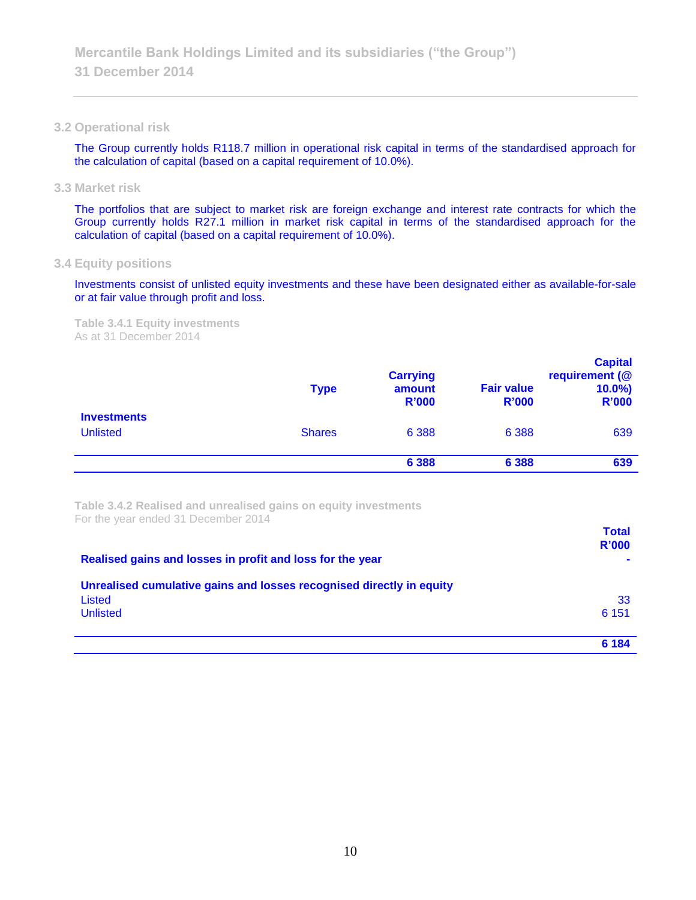### 3.2 Operational risk

The Group currently holds R118.7 million in operational risk capital in terms of the standardised approach for the calculation of capital (based on a capital requirement of 10.0%).

### 3.3 Market risk

The portfolios that are subject to market risk are foreign exchange and interest rate contracts for which the Group currently holds R27.1 million in market risk capital in terms of the standardised approach for the calculation of capital (based on a capital requirement of 10.0%).

### 3.4 Equity positions

Investments consist of unlisted equity investments and these have been designated either as available-for-sale or at fair value through profit and loss.

**Table 3.4.1 Equity investments**
As at 31 December 2014

| | Type | Carrying amount R'000 | Fair value R'000 | Capital requirement (@ 10.0%) R'000 |
|---|---|---|---|---|
| **Investments** | | | | |
| Unlisted | Shares | 6 388 | 6 388 | 639 |
| | | **6 388** | **6 388** | **639** |

**Table 3.4.2 Realised and unrealised gains on equity investments**
For the year ended 31 December 2014

| | Total R'000 |
|---|---|
| **Realised gains and losses in profit and loss for the year** | - |
| **Unrealised cumulative gains and losses recognised directly in equity** | |
| Listed | 33 |
| Unlisted | 6 151 |
| | **6 184** |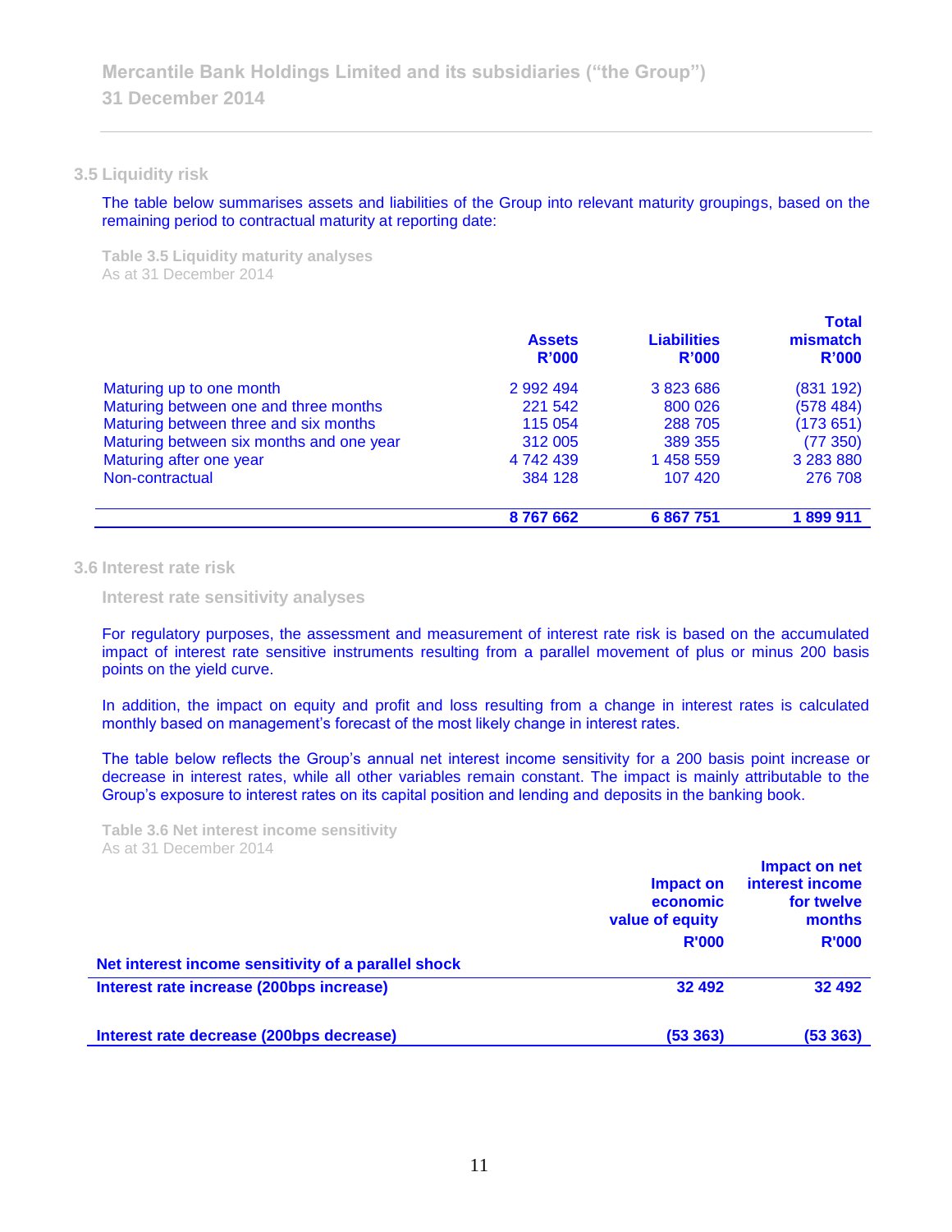## 3.5 Liquidity risk

The table below summarises assets and liabilities of the Group into relevant maturity groupings, based on the remaining period to contractual maturity at reporting date:

**Table 3.5 Liquidity maturity analyses**
As at 31 December 2014

| | Assets R'000 | Liabilities R'000 | Total mismatch R'000 |
|---|---|---|---|
| Maturing up to one month | 2 992 494 | 3 823 686 | (831 192) |
| Maturing between one and three months | 221 542 | 800 026 | (578 484) |
| Maturing between three and six months | 115 054 | 288 705 | (173 651) |
| Maturing between six months and one year | 312 005 | 389 355 | (77 350) |
| Maturing after one year | 4 742 439 | 1 458 559 | 3 283 880 |
| Non-contractual | 384 128 | 107 420 | 276 708 |
| | **8 767 662** | **6 867 751** | **1 899 911** |

## 3.6 Interest rate risk

### Interest rate sensitivity analyses

For regulatory purposes, the assessment and measurement of interest rate risk is based on the accumulated impact of interest rate sensitive instruments resulting from a parallel movement of plus or minus 200 basis points on the yield curve.

In addition, the impact on equity and profit and loss resulting from a change in interest rates is calculated monthly based on management's forecast of the most likely change in interest rates.

The table below reflects the Group's annual net interest income sensitivity for a 200 basis point increase or decrease in interest rates, while all other variables remain constant. The impact is mainly attributable to the Group's exposure to interest rates on its capital position and lending and deposits in the banking book.

**Table 3.6 Net interest income sensitivity**
As at 31 December 2014

| | Impact on economic value of equity R'000 | Impact on net interest income for twelve months R'000 |
|---|---|---|
| **Net interest income sensitivity of a parallel shock** | | |
| **Interest rate increase (200bps increase)** | **32 492** | **32 492** |
| **Interest rate decrease (200bps decrease)** | **(53 363)** | **(53 363)** |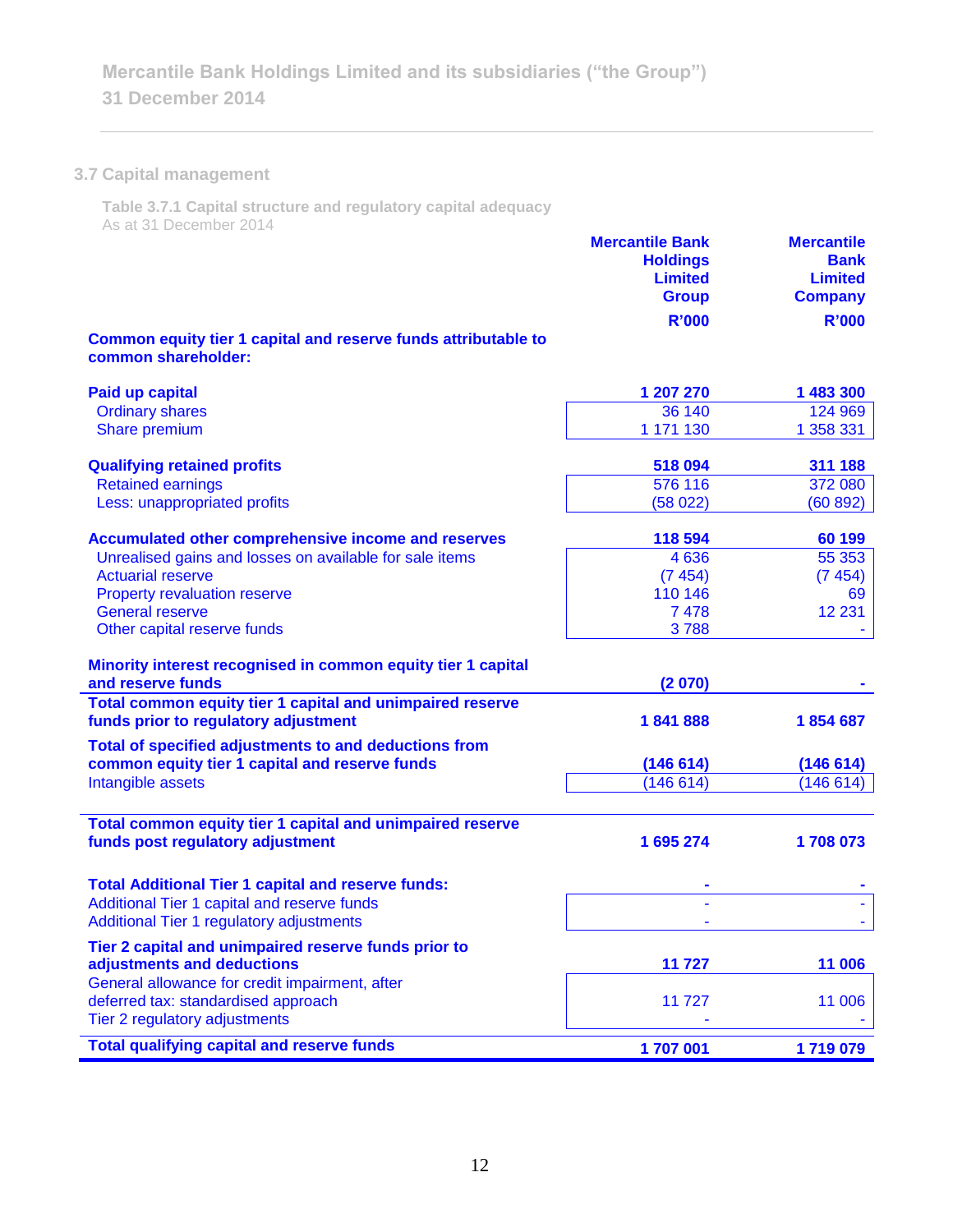## 3.7 Capital management

**Table 3.7.1 Capital structure and regulatory capital adequacy**
As at 31 December 2014

| | Mercantile Bank Holdings Limited Group R'000 | Mercantile Bank Limited Company R'000 |
|---|---|---|
| **Common equity tier 1 capital and reserve funds attributable to common shareholder:** | | |
| **Paid up capital** | **1 207 270** | **1 483 300** |
| Ordinary shares | 36 140 | 124 969 |
| Share premium | 1 171 130 | 1 358 331 |
| **Qualifying retained profits** | **518 094** | **311 188** |
| Retained earnings | 576 116 | 372 080 |
| Less: unappropriated profits | (58 022) | (60 892) |
| **Accumulated other comprehensive income and reserves** | **118 594** | **60 199** |
| Unrealised gains and losses on available for sale items | 4 636 | 55 353 |
| Actuarial reserve | (7 454) | (7 454) |
| Property revaluation reserve | 110 146 | 69 |
| General reserve | 7 478 | 12 231 |
| Other capital reserve funds | 3 788 | - |
| **Minority interest recognised in common equity tier 1 capital and reserve funds** | **(2 070)** | **-** |
| **Total common equity tier 1 capital and unimpaired reserve funds prior to regulatory adjustment** | **1 841 888** | **1 854 687** |
| **Total of specified adjustments to and deductions from common equity tier 1 capital and reserve funds** | **(146 614)** | **(146 614)** |
| Intangible assets | (146 614) | (146 614) |
| **Total common equity tier 1 capital and unimpaired reserve funds post regulatory adjustment** | **1 695 274** | **1 708 073** |
| **Total Additional Tier 1 capital and reserve funds:** | **-** | **-** |
| Additional Tier 1 capital and reserve funds | - | - |
| Additional Tier 1 regulatory adjustments | - | - |
| **Tier 2 capital and unimpaired reserve funds prior to adjustments and deductions** | **11 727** | **11 006** |
| General allowance for credit impairment, after deferred tax: standardised approach | 11 727 | 11 006 |
| Tier 2 regulatory adjustments | - | - |
| **Total qualifying capital and reserve funds** | **1 707 001** | **1 719 079** |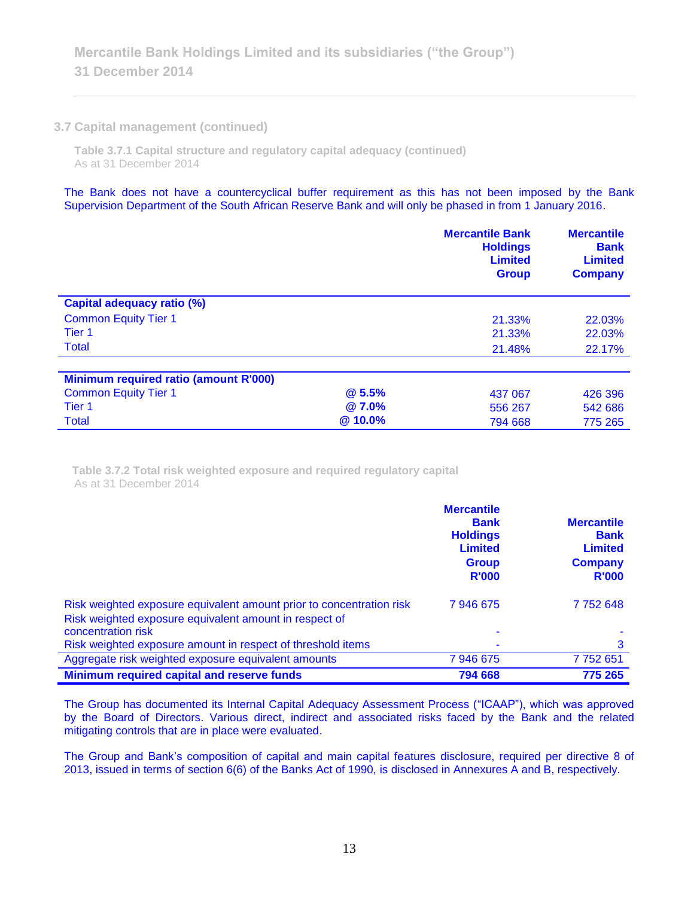### 3.7 Capital management (continued)

**Table 3.7.1 Capital structure and regulatory capital adequacy (continued)**
As at 31 December 2014

The Bank does not have a countercyclical buffer requirement as this has not been imposed by the Bank Supervision Department of the South African Reserve Bank and will only be phased in from 1 January 2016.

| | | Mercantile Bank Holdings Limited Group | Mercantile Bank Limited Company |
|---|---|---|---|
| **Capital adequacy ratio (%)** | | | |
| Common Equity Tier 1 | | 21.33% | 22.03% |
| Tier 1 | | 21.33% | 22.03% |
| Total | | 21.48% | 22.17% |
| **Minimum required ratio (amount R'000)** | | | |
| Common Equity Tier 1 | **@ 5.5%** | 437 067 | 426 396 |
| Tier 1 | **@ 7.0%** | 556 267 | 542 686 |
| Total | **@ 10.0%** | 794 668 | 775 265 |

**Table 3.7.2 Total risk weighted exposure and required regulatory capital**
As at 31 December 2014

| | Mercantile Bank Holdings Limited Group R'000 | Mercantile Bank Limited Company R'000 |
|---|---|---|
| Risk weighted exposure equivalent amount prior to concentration risk | 7 946 675 | 7 752 648 |
| Risk weighted exposure equivalent amount in respect of concentration risk | - | - |
| Risk weighted exposure amount in respect of threshold items | - | 3 |
| Aggregate risk weighted exposure equivalent amounts | 7 946 675 | 7 752 651 |
| **Minimum required capital and reserve funds** | **794 668** | **775 265** |

The Group has documented its Internal Capital Adequacy Assessment Process ("ICAAP"), which was approved by the Board of Directors. Various direct, indirect and associated risks faced by the Bank and the related mitigating controls that are in place were evaluated.

The Group and Bank's composition of capital and main capital features disclosure, required per directive 8 of 2013, issued in terms of section 6(6) of the Banks Act of 1990, is disclosed in Annexures A and B, respectively.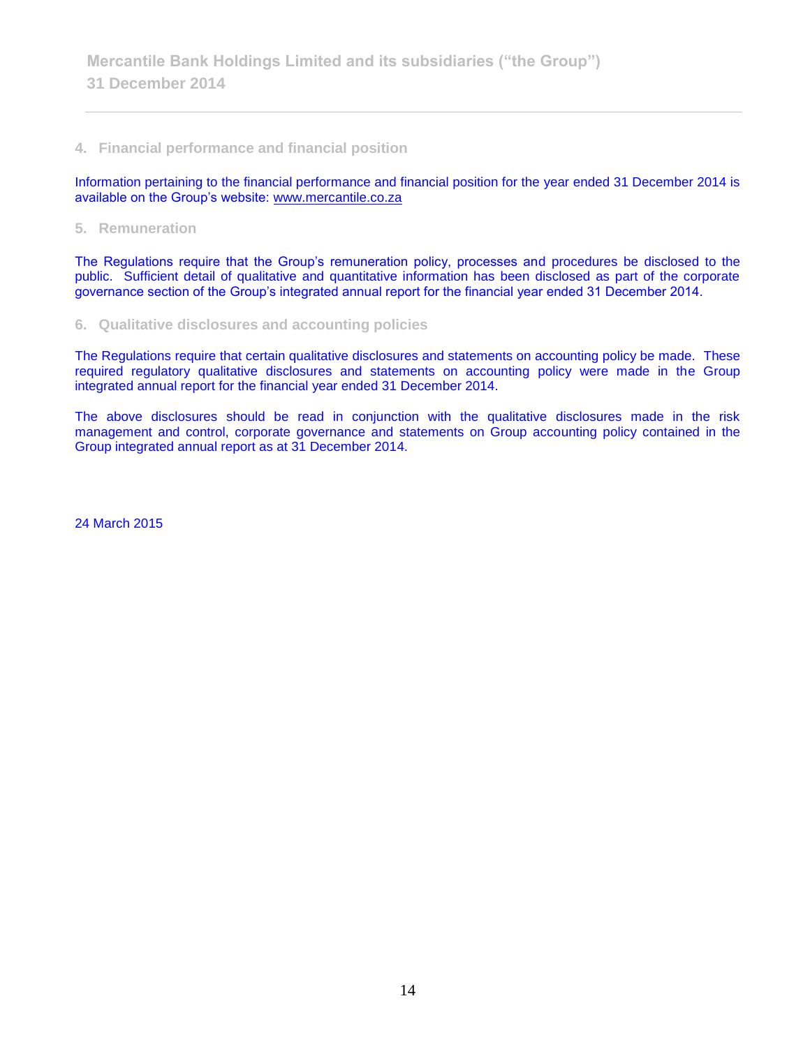## 4. Financial performance and financial position

Information pertaining to the financial performance and financial position for the year ended 31 December 2014 is available on the Group's website: www.mercantile.co.za

## 5. Remuneration

The Regulations require that the Group's remuneration policy, processes and procedures be disclosed to the public. Sufficient detail of qualitative and quantitative information has been disclosed as part of the corporate governance section of the Group's integrated annual report for the financial year ended 31 December 2014.

## 6. Qualitative disclosures and accounting policies

The Regulations require that certain qualitative disclosures and statements on accounting policy be made. These required regulatory qualitative disclosures and statements on accounting policy were made in the Group integrated annual report for the financial year ended 31 December 2014.

The above disclosures should be read in conjunction with the qualitative disclosures made in the risk management and control, corporate governance and statements on Group accounting policy contained in the Group integrated annual report as at 31 December 2014.

24 March 2015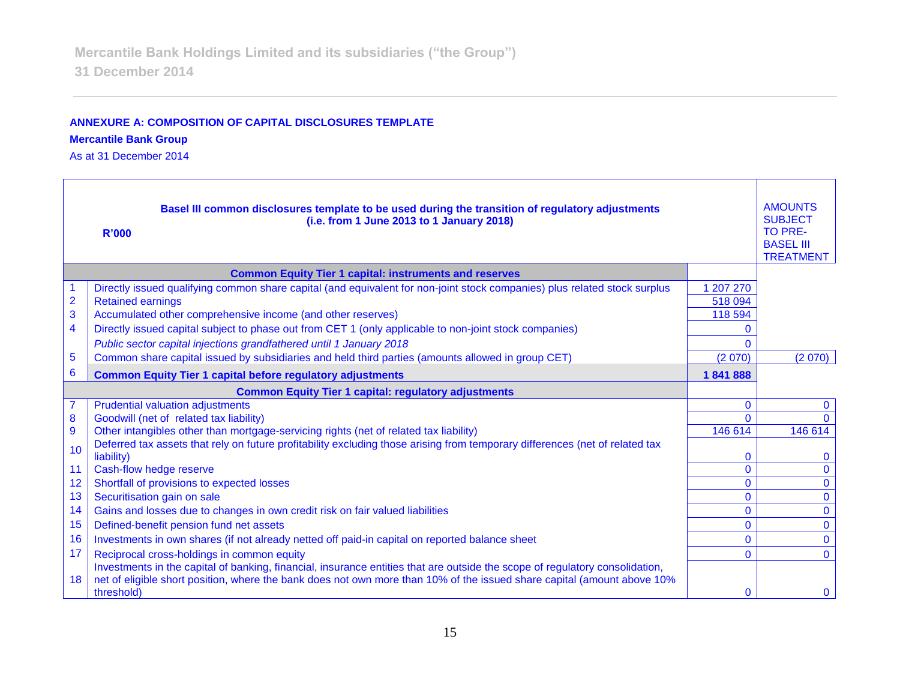**ANNEXURE A: COMPOSITION OF CAPITAL DISCLOSURES TEMPLATE**

**Mercantile Bank Group**

As at 31 December 2014

| | **Basel III common disclosures template to be used during the transition of regulatory adjustments (i.e. from 1 June 2013 to 1 January 2018)** **R'000** | | AMOUNTS SUBJECT TO PRE-BASEL III TREATMENT |
|---|---|---|---|
| | **Common Equity Tier 1 capital: instruments and reserves** | | |
| 1 | Directly issued qualifying common share capital (and equivalent for non-joint stock companies) plus related stock surplus | 1 207 270 | |
| 2 | Retained earnings | 518 094 | |
| 3 | Accumulated other comprehensive income (and other reserves) | 118 594 | |
| 4 | Directly issued capital subject to phase out from CET 1 (only applicable to non-joint stock companies) | 0 | |
| | *Public sector capital injections grandfathered until 1 January 2018* | 0 | |
| 5 | Common share capital issued by subsidiaries and held third parties (amounts allowed in group CET) | (2 070) | (2 070) |
| 6 | **Common Equity Tier 1 capital before regulatory adjustments** | **1 841 888** | |
| | **Common Equity Tier 1 capital: regulatory adjustments** | | |
| 7 | Prudential valuation adjustments | 0 | 0 |
| 8 | Goodwill (net of related tax liability) | 0 | 0 |
| 9 | Other intangibles other than mortgage-servicing rights (net of related tax liability) | 146 614 | 146 614 |
| 10 | Deferred tax assets that rely on future profitability excluding those arising from temporary differences (net of related tax liability) | 0 | 0 |
| 11 | Cash-flow hedge reserve | 0 | 0 |
| 12 | Shortfall of provisions to expected losses | 0 | 0 |
| 13 | Securitisation gain on sale | 0 | 0 |
| 14 | Gains and losses due to changes in own credit risk on fair valued liabilities | 0 | 0 |
| 15 | Defined-benefit pension fund net assets | 0 | 0 |
| 16 | Investments in own shares (if not already netted off paid-in capital on reported balance sheet | 0 | 0 |
| 17 | Reciprocal cross-holdings in common equity | 0 | 0 |
| 18 | Investments in the capital of banking, financial, insurance entities that are outside the scope of regulatory consolidation, net of eligible short position, where the bank does not own more than 10% of the issued share capital (amount above 10% threshold) | 0 | 0 |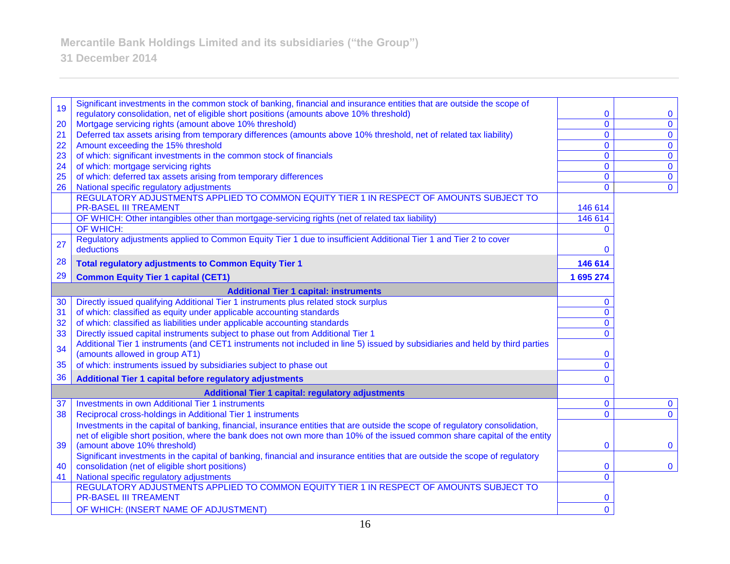| | | | |
|---|---|---|---|
| 19 | Significant investments in the common stock of banking, financial and insurance entities that are outside the scope of regulatory consolidation, net of eligible short positions (amounts above 10% threshold) | 0 | 0 |
| 20 | Mortgage servicing rights (amount above 10% threshold) | 0 | 0 |
| 21 | Deferred tax assets arising from temporary differences (amounts above 10% threshold, net of related tax liability) | 0 | 0 |
| 22 | Amount exceeding the 15% threshold | 0 | 0 |
| 23 | of which: significant investments in the common stock of financials | 0 | 0 |
| 24 | of which: mortgage servicing rights | 0 | 0 |
| 25 | of which: deferred tax assets arising from temporary differences | 0 | 0 |
| 26 | National specific regulatory adjustments | 0 | 0 |
| | REGULATORY ADJUSTMENTS APPLIED TO COMMON EQUITY TIER 1 IN RESPECT OF AMOUNTS SUBJECT TO PR-BASEL III TREAMENT | 146 614 | |
| | OF WHICH: Other intangibles other than mortgage-servicing rights (net of related tax liability) | 146 614 | |
| | OF WHICH: | 0 | |
| 27 | Regulatory adjustments applied to Common Equity Tier 1 due to insufficient Additional Tier 1 and Tier 2 to cover deductions | 0 | |
| 28 | **Total regulatory adjustments to Common Equity Tier 1** | **146 614** | |
| 29 | **Common Equity Tier 1 capital (CET1)** | **1 695 274** | |
| | **Additional Tier 1 capital: instruments** | | |
| 30 | Directly issued qualifying Additional Tier 1 instruments plus related stock surplus | 0 | |
| 31 | of which: classified as equity under applicable accounting standards | 0 | |
| 32 | of which: classified as liabilities under applicable accounting standards | 0 | |
| 33 | Directly issued capital instruments subject to phase out from Additional Tier 1 | 0 | |
| 34 | Additional Tier 1 instruments (and CET1 instruments not included in line 5) issued by subsidiaries and held by third parties (amounts allowed in group AT1) | 0 | |
| 35 | of which: instruments issued by subsidiaries subject to phase out | 0 | |
| 36 | **Additional Tier 1 capital before regulatory adjustments** | 0 | |
| | **Additional Tier 1 capital: regulatory adjustments** | | |
| 37 | Investments in own Additional Tier 1 instruments | 0 | 0 |
| 38 | Reciprocal cross-holdings in Additional Tier 1 instruments | 0 | 0 |
| 39 | Investments in the capital of banking, financial, insurance entities that are outside the scope of regulatory consolidation, net of eligible short position, where the bank does not own more than 10% of the issued common share capital of the entity (amount above 10% threshold) | 0 | 0 |
| 40 | Significant investments in the capital of banking, financial and insurance entities that are outside the scope of regulatory consolidation (net of eligible short positions) | 0 | 0 |
| 41 | National specific regulatory adjustments | 0 | |
| | REGULATORY ADJUSTMENTS APPLIED TO COMMON EQUITY TIER 1 IN RESPECT OF AMOUNTS SUBJECT TO PR-BASEL III TREAMENT | 0 | |
| | OF WHICH: (INSERT NAME OF ADJUSTMENT) | 0 | |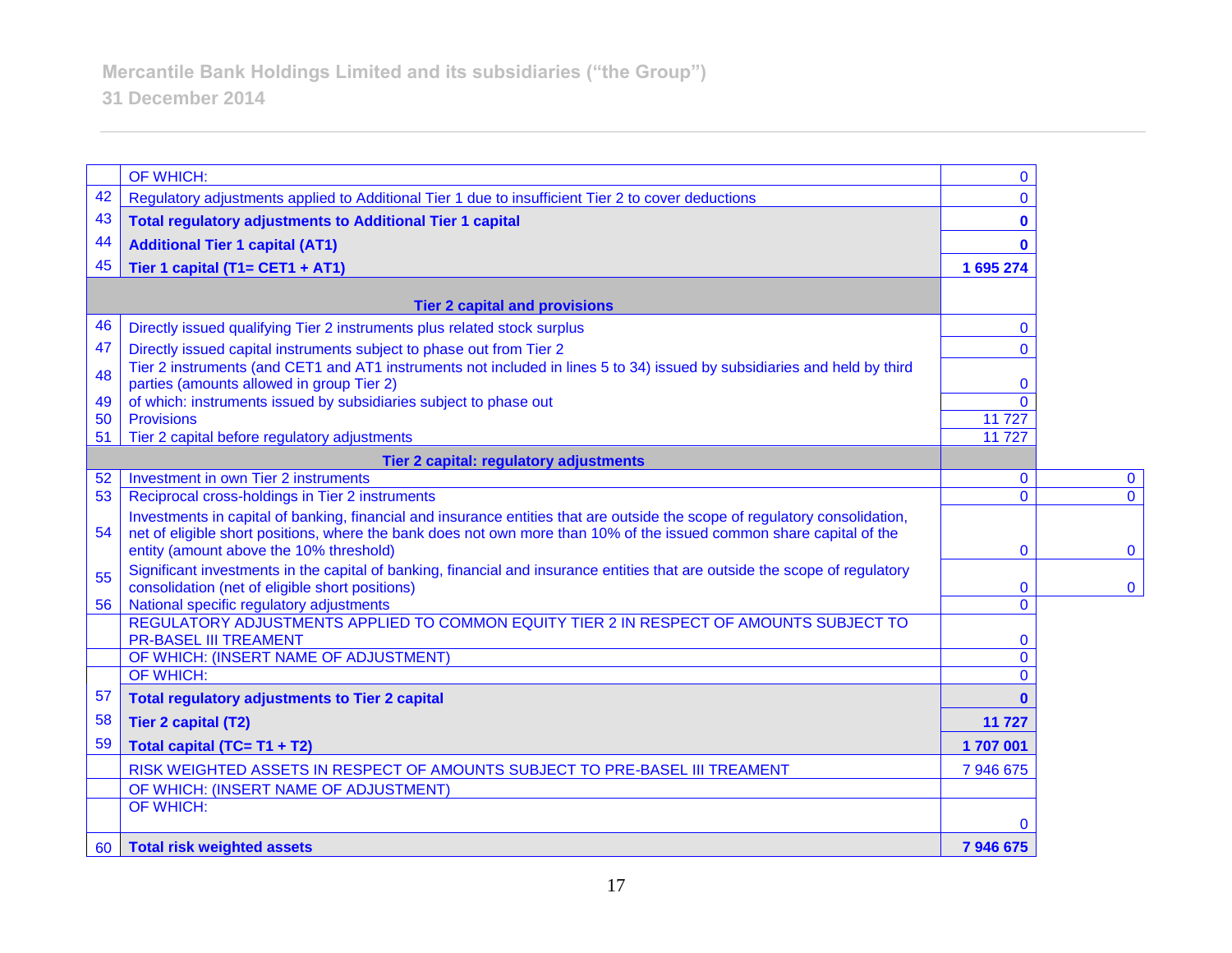| | | | |
|---|---|---|---|
| | OF WHICH: | 0 | |
| 42 | Regulatory adjustments applied to Additional Tier 1 due to insufficient Tier 2 to cover deductions | 0 | |
| 43 | **Total regulatory adjustments to Additional Tier 1 capital** | **0** | |
| 44 | **Additional Tier 1 capital (AT1)** | **0** | |
| 45 | **Tier 1 capital (T1= CET1 + AT1)** | **1 695 274** | |
| | **Tier 2 capital and provisions** | | |
| 46 | Directly issued qualifying Tier 2 instruments plus related stock surplus | 0 | |
| 47 | Directly issued capital instruments subject to phase out from Tier 2 | 0 | |
| 48 | Tier 2 instruments (and CET1 and AT1 instruments not included in lines 5 to 34) issued by subsidiaries and held by third parties (amounts allowed in group Tier 2) | 0 | |
| 49 | of which: instruments issued by subsidiaries subject to phase out | 0 | |
| 50 | Provisions | 11 727 | |
| 51 | Tier 2 capital before regulatory adjustments | 11 727 | |
| | **Tier 2 capital: regulatory adjustments** | | |
| 52 | Investment in own Tier 2 instruments | 0 | 0 |
| 53 | Reciprocal cross-holdings in Tier 2 instruments | 0 | 0 |
| 54 | Investments in capital of banking, financial and insurance entities that are outside the scope of regulatory consolidation, net of eligible short positions, where the bank does not own more than 10% of the issued common share capital of the entity (amount above the 10% threshold) | 0 | 0 |
| 55 | Significant investments in the capital of banking, financial and insurance entities that are outside the scope of regulatory consolidation (net of eligible short positions) | 0 | 0 |
| 56 | National specific regulatory adjustments | 0 | |
| | REGULATORY ADJUSTMENTS APPLIED TO COMMON EQUITY TIER 2 IN RESPECT OF AMOUNTS SUBJECT TO PR-BASEL III TREAMENT | 0 | |
| | OF WHICH: (INSERT NAME OF ADJUSTMENT) | 0 | |
| | OF WHICH: | 0 | |
| 57 | **Total regulatory adjustments to Tier 2 capital** | **0** | |
| 58 | **Tier 2 capital (T2)** | **11 727** | |
| 59 | **Total capital (TC= T1 + T2)** | **1 707 001** | |
| | RISK WEIGHTED ASSETS IN RESPECT OF AMOUNTS SUBJECT TO PRE-BASEL III TREAMENT | 7 946 675 | |
| | OF WHICH: (INSERT NAME OF ADJUSTMENT) | | |
| | OF WHICH: | 0 | |
| 60 | **Total risk weighted assets** | **7 946 675** | |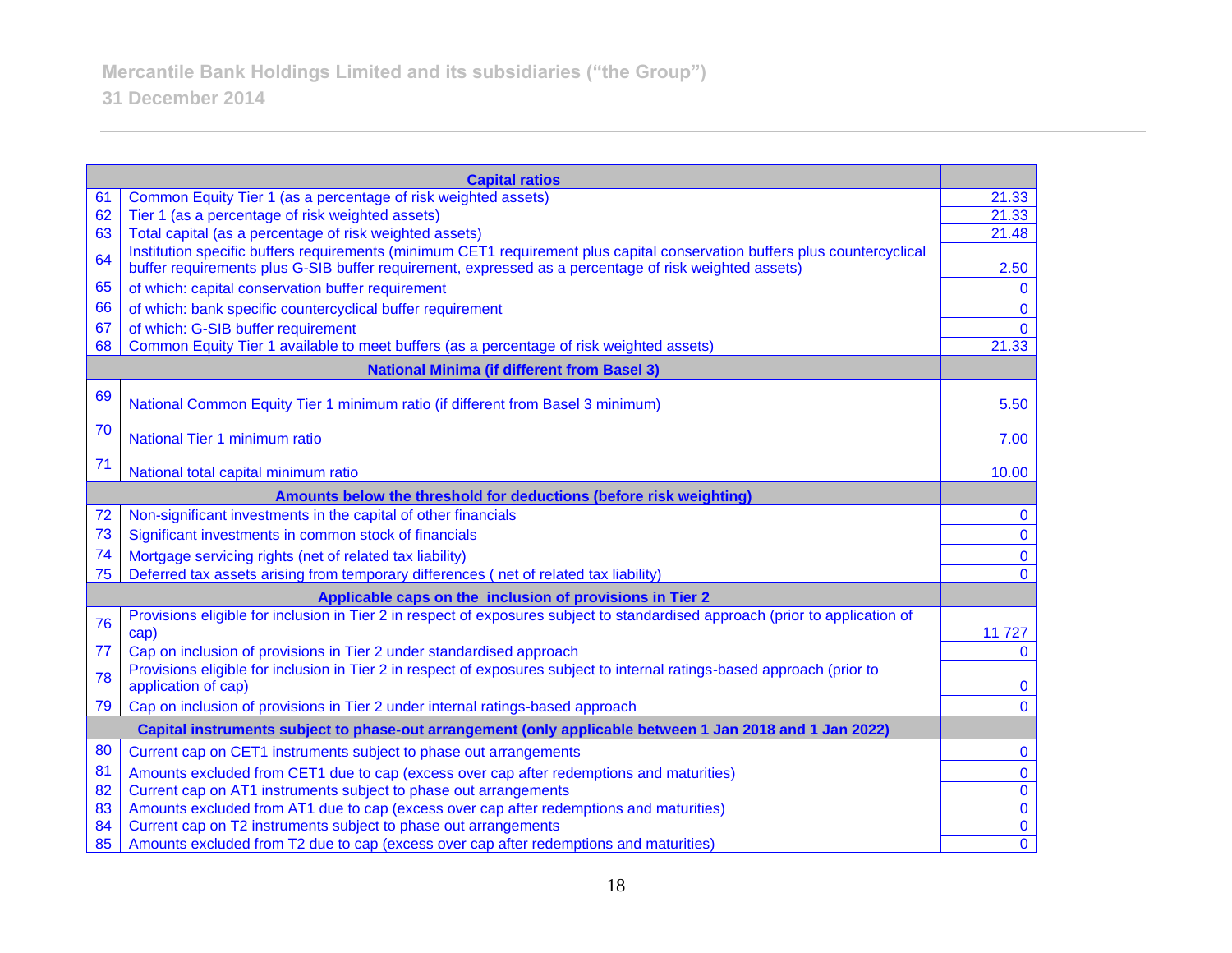| | Capital ratios | |
|---|---|---|
| 61 | Common Equity Tier 1 (as a percentage of risk weighted assets) | 21.33 |
| 62 | Tier 1 (as a percentage of risk weighted assets) | 21.33 |
| 63 | Total capital (as a percentage of risk weighted assets) | 21.48 |
| 64 | Institution specific buffers requirements (minimum CET1 requirement plus capital conservation buffers plus countercyclical buffer requirements plus G-SIB buffer requirement, expressed as a percentage of risk weighted assets) | 2.50 |
| 65 | of which: capital conservation buffer requirement | 0 |
| 66 | of which: bank specific countercyclical buffer requirement | 0 |
| 67 | of which: G-SIB buffer requirement | 0 |
| 68 | Common Equity Tier 1 available to meet buffers (as a percentage of risk weighted assets) | 21.33 |
| | **National Minima (if different from Basel 3)** | |
| 69 | National Common Equity Tier 1 minimum ratio (if different from Basel 3 minimum) | 5.50 |
| 70 | National Tier 1 minimum ratio | 7.00 |
| 71 | National total capital minimum ratio | 10.00 |
| | **Amounts below the threshold for deductions (before risk weighting)** | |
| 72 | Non-significant investments in the capital of other financials | 0 |
| 73 | Significant investments in common stock of financials | 0 |
| 74 | Mortgage servicing rights (net of related tax liability) | 0 |
| 75 | Deferred tax assets arising from temporary differences ( net of related tax liability) | 0 |
| | **Applicable caps on the inclusion of provisions in Tier 2** | |
| 76 | Provisions eligible for inclusion in Tier 2 in respect of exposures subject to standardised approach (prior to application of cap) | 11 727 |
| 77 | Cap on inclusion of provisions in Tier 2 under standardised approach | 0 |
| 78 | Provisions eligible for inclusion in Tier 2 in respect of exposures subject to internal ratings-based approach (prior to application of cap) | 0 |
| 79 | Cap on inclusion of provisions in Tier 2 under internal ratings-based approach | 0 |
| | **Capital instruments subject to phase-out arrangement (only applicable between 1 Jan 2018 and 1 Jan 2022)** | |
| 80 | Current cap on CET1 instruments subject to phase out arrangements | 0 |
| 81 | Amounts excluded from CET1 due to cap (excess over cap after redemptions and maturities) | 0 |
| 82 | Current cap on AT1 instruments subject to phase out arrangements | 0 |
| 83 | Amounts excluded from AT1 due to cap (excess over cap after redemptions and maturities) | 0 |
| 84 | Current cap on T2 instruments subject to phase out arrangements | 0 |
| 85 | Amounts excluded from T2 due to cap (excess over cap after redemptions and maturities) | 0 |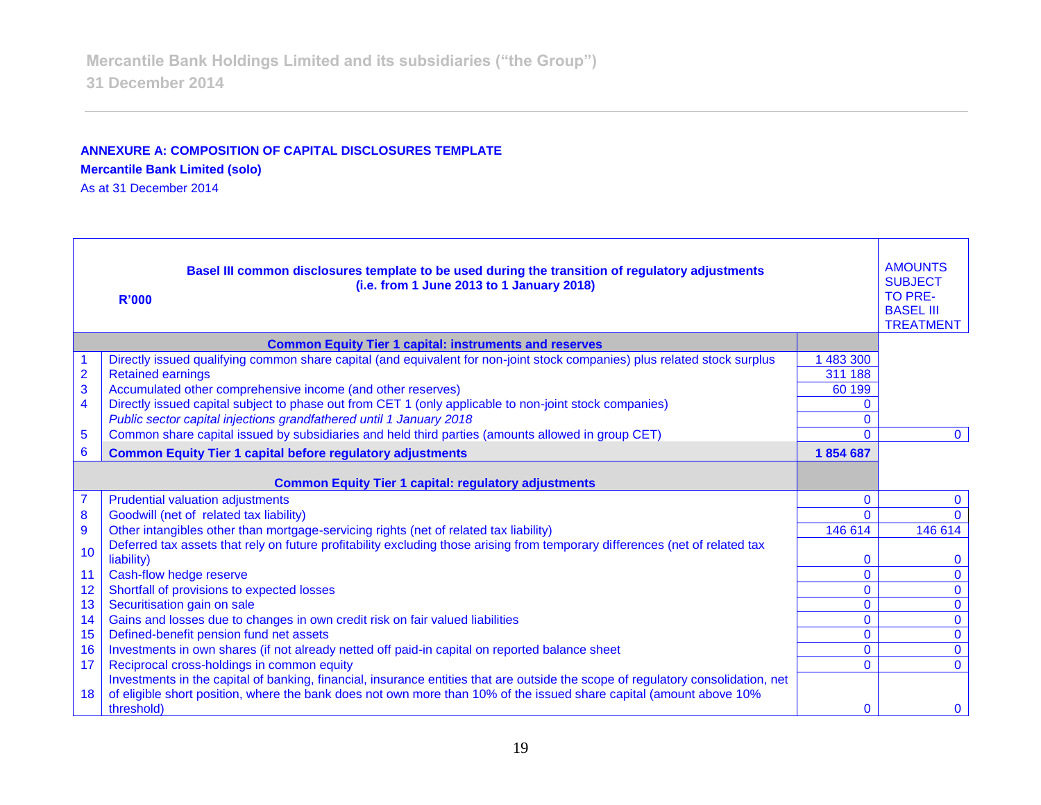**ANNEXURE A: COMPOSITION OF CAPITAL DISCLOSURES TEMPLATE**

**Mercantile Bank Limited (solo)**

As at 31 December 2014

| | **Basel III common disclosures template to be used during the transition of regulatory adjustments (i.e. from 1 June 2013 to 1 January 2018)** **R'000** | | AMOUNTS SUBJECT TO PRE-BASEL III TREATMENT |
|---|---|---|---|
| | **Common Equity Tier 1 capital: instruments and reserves** | | |
| 1 | Directly issued qualifying common share capital (and equivalent for non-joint stock companies) plus related stock surplus | 1 483 300 | |
| 2 | Retained earnings | 311 188 | |
| 3 | Accumulated other comprehensive income (and other reserves) | 60 199 | |
| 4 | Directly issued capital subject to phase out from CET 1 (only applicable to non-joint stock companies) | 0 | |
| | *Public sector capital injections grandfathered until 1 January 2018* | 0 | |
| 5 | Common share capital issued by subsidiaries and held third parties (amounts allowed in group CET) | 0 | 0 |
| 6 | **Common Equity Tier 1 capital before regulatory adjustments** | **1 854 687** | |
| | **Common Equity Tier 1 capital: regulatory adjustments** | | |
| 7 | Prudential valuation adjustments | 0 | 0 |
| 8 | Goodwill (net of related tax liability) | 0 | 0 |
| 9 | Other intangibles other than mortgage-servicing rights (net of related tax liability) | 146 614 | 146 614 |
| 10 | Deferred tax assets that rely on future profitability excluding those arising from temporary differences (net of related tax liability) | 0 | 0 |
| 11 | Cash-flow hedge reserve | 0 | 0 |
| 12 | Shortfall of provisions to expected losses | 0 | 0 |
| 13 | Securitisation gain on sale | 0 | 0 |
| 14 | Gains and losses due to changes in own credit risk on fair valued liabilities | 0 | 0 |
| 15 | Defined-benefit pension fund net assets | 0 | 0 |
| 16 | Investments in own shares (if not already netted off paid-in capital on reported balance sheet | 0 | 0 |
| 17 | Reciprocal cross-holdings in common equity | 0 | 0 |
| 18 | Investments in the capital of banking, financial, insurance entities that are outside the scope of regulatory consolidation, net of eligible short position, where the bank does not own more than 10% of the issued share capital (amount above 10% threshold) | 0 | 0 |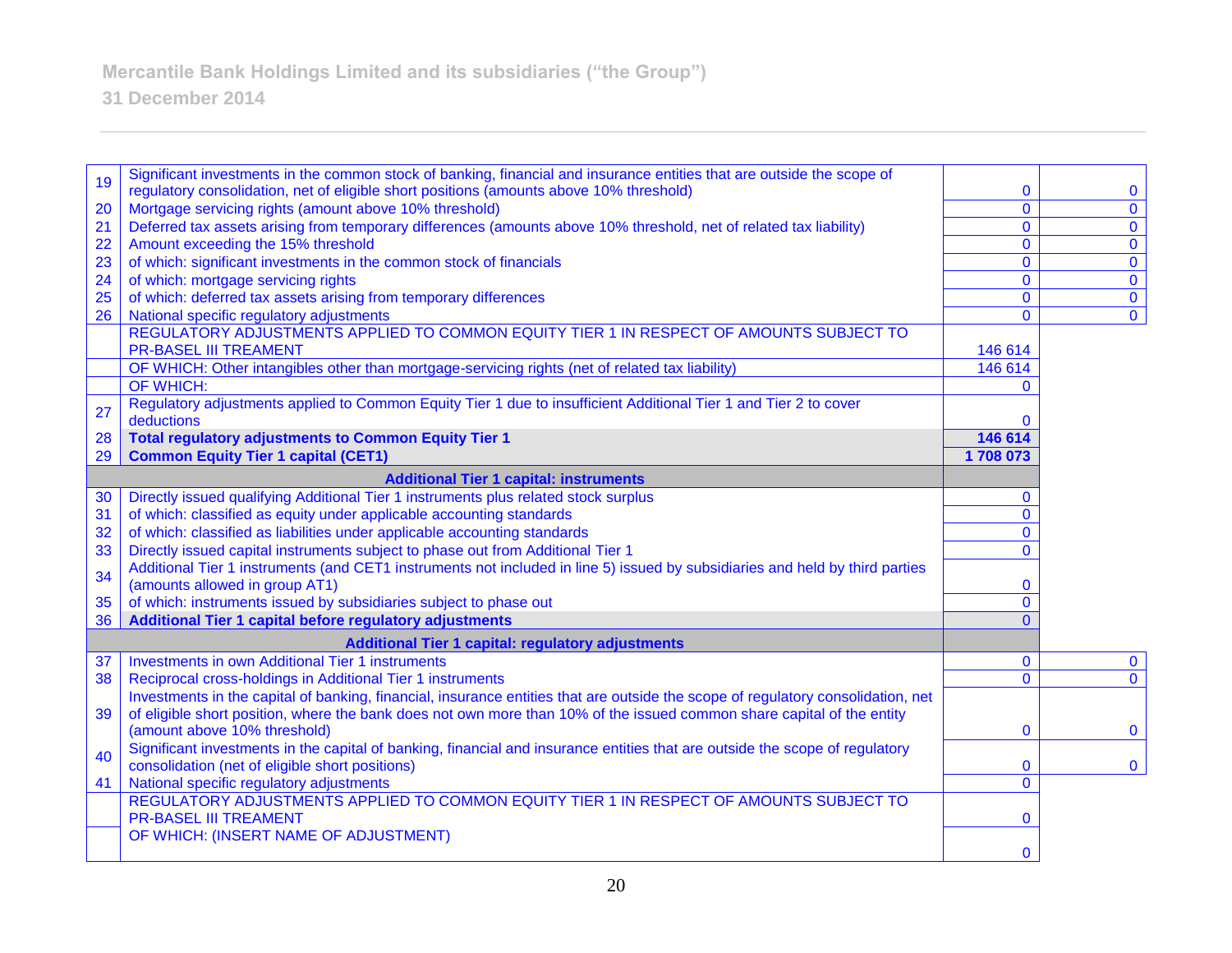Mercantile Bank Holdings Limited and its subsidiaries (“the Group”)

31 December 2014

| | | | |
|---|---|---|---|
| 19 | Significant investments in the common stock of banking, financial and insurance entities that are outside the scope of regulatory consolidation, net of eligible short positions (amounts above 10% threshold) | 0 | 0 |
| 20 | Mortgage servicing rights (amount above 10% threshold) | 0 | 0 |
| 21 | Deferred tax assets arising from temporary differences (amounts above 10% threshold, net of related tax liability) | 0 | 0 |
| 22 | Amount exceeding the 15% threshold | 0 | 0 |
| 23 | of which: significant investments in the common stock of financials | 0 | 0 |
| 24 | of which: mortgage servicing rights | 0 | 0 |
| 25 | of which: deferred tax assets arising from temporary differences | 0 | 0 |
| 26 | National specific regulatory adjustments | 0 | 0 |
| | REGULATORY ADJUSTMENTS APPLIED TO COMMON EQUITY TIER 1 IN RESPECT OF AMOUNTS SUBJECT TO PR-BASEL III TREAMENT | 146 614 | |
| | OF WHICH: Other intangibles other than mortgage-servicing rights (net of related tax liability) | 146 614 | |
| | OF WHICH: | 0 | |
| 27 | Regulatory adjustments applied to Common Equity Tier 1 due to insufficient Additional Tier 1 and Tier 2 to cover deductions | 0 | |
| 28 | **Total regulatory adjustments to Common Equity Tier 1** | **146 614** | |
| 29 | **Common Equity Tier 1 capital (CET1)** | **1 708 073** | |
| | **Additional Tier 1 capital: instruments** | | |
| 30 | Directly issued qualifying Additional Tier 1 instruments plus related stock surplus | 0 | |
| 31 | of which: classified as equity under applicable accounting standards | 0 | |
| 32 | of which: classified as liabilities under applicable accounting standards | 0 | |
| 33 | Directly issued capital instruments subject to phase out from Additional Tier 1 | 0 | |
| 34 | Additional Tier 1 instruments (and CET1 instruments not included in line 5) issued by subsidiaries and held by third parties (amounts allowed in group AT1) | 0 | |
| 35 | of which: instruments issued by subsidiaries subject to phase out | 0 | |
| 36 | **Additional Tier 1 capital before regulatory adjustments** | 0 | |
| | **Additional Tier 1 capital: regulatory adjustments** | | |
| 37 | Investments in own Additional Tier 1 instruments | 0 | 0 |
| 38 | Reciprocal cross-holdings in Additional Tier 1 instruments | 0 | 0 |
| 39 | Investments in the capital of banking, financial, insurance entities that are outside the scope of regulatory consolidation, net of eligible short position, where the bank does not own more than 10% of the issued common share capital of the entity (amount above 10% threshold) | 0 | 0 |
| 40 | Significant investments in the capital of banking, financial and insurance entities that are outside the scope of regulatory consolidation (net of eligible short positions) | 0 | 0 |
| 41 | National specific regulatory adjustments | 0 | |
| | REGULATORY ADJUSTMENTS APPLIED TO COMMON EQUITY TIER 1 IN RESPECT OF AMOUNTS SUBJECT TO PR-BASEL III TREAMENT | 0 | |
| | OF WHICH: (INSERT NAME OF ADJUSTMENT) | 0 | |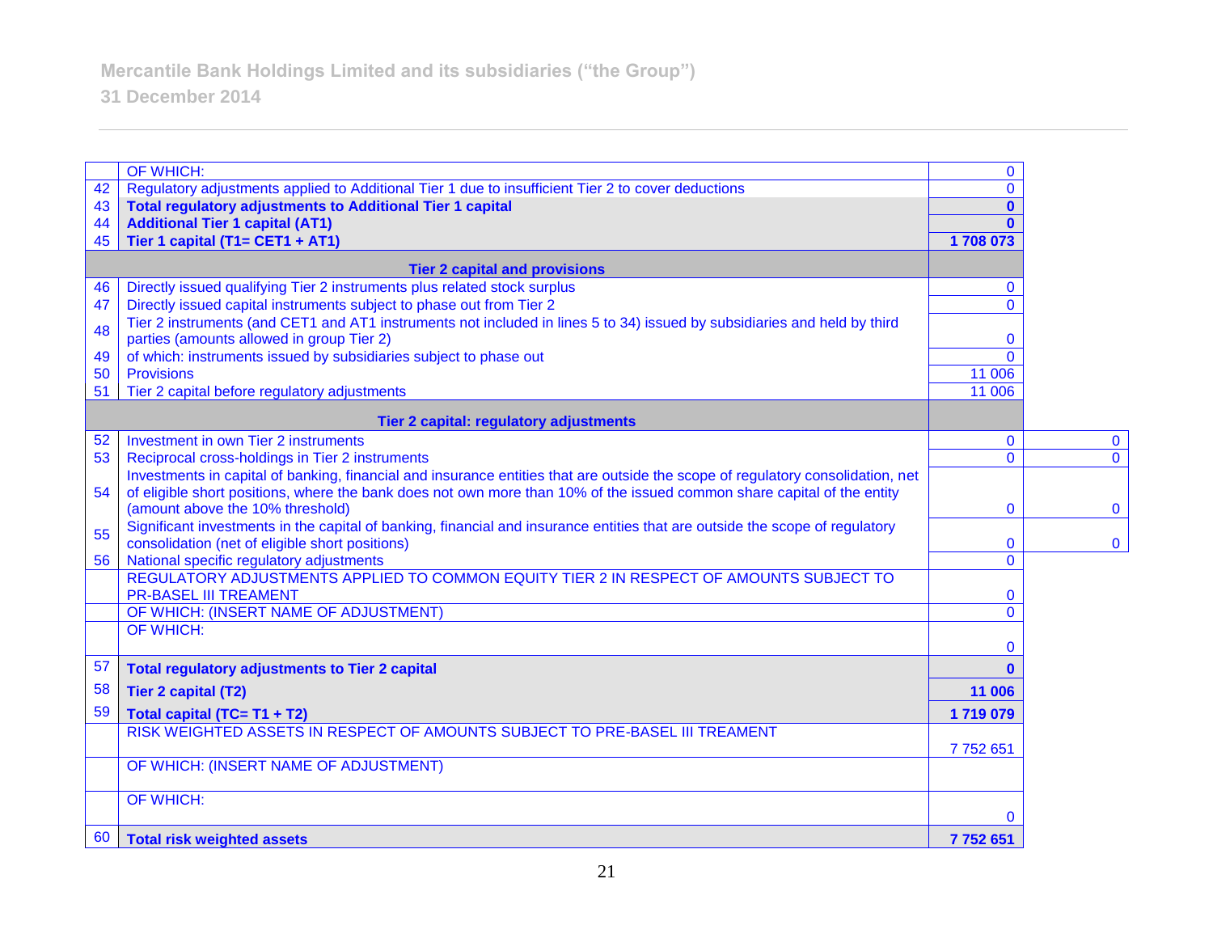| | | | |
|---|---|---|---|
| | OF WHICH: | 0 | |
| 42 | Regulatory adjustments applied to Additional Tier 1 due to insufficient Tier 2 to cover deductions | 0 | |
| 43 | **Total regulatory adjustments to Additional Tier 1 capital** | **0** | |
| 44 | **Additional Tier 1 capital (AT1)** | **0** | |
| 45 | **Tier 1 capital (T1= CET1 + AT1)** | **1 708 073** | |
| | **Tier 2 capital and provisions** | | |
| 46 | Directly issued qualifying Tier 2 instruments plus related stock surplus | 0 | |
| 47 | Directly issued capital instruments subject to phase out from Tier 2 | 0 | |
| 48 | Tier 2 instruments (and CET1 and AT1 instruments not included in lines 5 to 34) issued by subsidiaries and held by third parties (amounts allowed in group Tier 2) | 0 | |
| 49 | of which: instruments issued by subsidiaries subject to phase out | 0 | |
| 50 | Provisions | 11 006 | |
| 51 | Tier 2 capital before regulatory adjustments | 11 006 | |
| | **Tier 2 capital: regulatory adjustments** | | |
| 52 | Investment in own Tier 2 instruments | 0 | 0 |
| 53 | Reciprocal cross-holdings in Tier 2 instruments | 0 | 0 |
| 54 | Investments in capital of banking, financial and insurance entities that are outside the scope of regulatory consolidation, net of eligible short positions, where the bank does not own more than 10% of the issued common share capital of the entity (amount above the 10% threshold) | 0 | 0 |
| 55 | Significant investments in the capital of banking, financial and insurance entities that are outside the scope of regulatory consolidation (net of eligible short positions) | 0 | 0 |
| 56 | National specific regulatory adjustments | 0 | |
| | REGULATORY ADJUSTMENTS APPLIED TO COMMON EQUITY TIER 2 IN RESPECT OF AMOUNTS SUBJECT TO PR-BASEL III TREAMENT | 0 | |
| | OF WHICH: (INSERT NAME OF ADJUSTMENT) | 0 | |
| | OF WHICH: | 0 | |
| 57 | **Total regulatory adjustments to Tier 2 capital** | **0** | |
| 58 | **Tier 2 capital (T2)** | **11 006** | |
| 59 | **Total capital (TC= T1 + T2)** | **1 719 079** | |
| | RISK WEIGHTED ASSETS IN RESPECT OF AMOUNTS SUBJECT TO PRE-BASEL III TREAMENT | 7 752 651 | |
| | OF WHICH: (INSERT NAME OF ADJUSTMENT) | | |
| | OF WHICH: | 0 | |
| 60 | **Total risk weighted assets** | **7 752 651** | |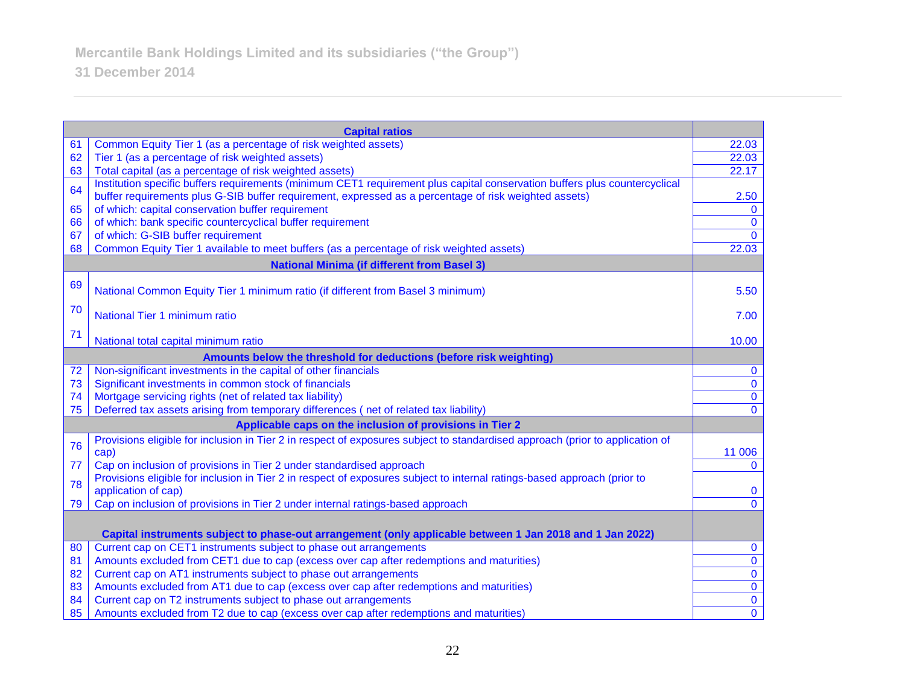| | Capital ratios | |
|---|---|---|
| 61 | Common Equity Tier 1 (as a percentage of risk weighted assets) | 22.03 |
| 62 | Tier 1 (as a percentage of risk weighted assets) | 22.03 |
| 63 | Total capital (as a percentage of risk weighted assets) | 22.17 |
| 64 | Institution specific buffers requirements (minimum CET1 requirement plus capital conservation buffers plus countercyclical buffer requirements plus G-SIB buffer requirement, expressed as a percentage of risk weighted assets) | 2.50 |
| 65 | of which: capital conservation buffer requirement | 0 |
| 66 | of which: bank specific countercyclical buffer requirement | 0 |
| 67 | of which: G-SIB buffer requirement | 0 |
| 68 | Common Equity Tier 1 available to meet buffers (as a percentage of risk weighted assets) | 22.03 |
| | **National Minima (if different from Basel 3)** | |
| 69 | National Common Equity Tier 1 minimum ratio (if different from Basel 3 minimum) | 5.50 |
| 70 | National Tier 1 minimum ratio | 7.00 |
| 71 | National total capital minimum ratio | 10.00 |
| | **Amounts below the threshold for deductions (before risk weighting)** | |
| 72 | Non-significant investments in the capital of other financials | 0 |
| 73 | Significant investments in common stock of financials | 0 |
| 74 | Mortgage servicing rights (net of related tax liability) | 0 |
| 75 | Deferred tax assets arising from temporary differences ( net of related tax liability) | 0 |
| | **Applicable caps on the inclusion of provisions in Tier 2** | |
| 76 | Provisions eligible for inclusion in Tier 2 in respect of exposures subject to standardised approach (prior to application of cap) | 11 006 |
| 77 | Cap on inclusion of provisions in Tier 2 under standardised approach | 0 |
| 78 | Provisions eligible for inclusion in Tier 2 in respect of exposures subject to internal ratings-based approach (prior to application of cap) | 0 |
| 79 | Cap on inclusion of provisions in Tier 2 under internal ratings-based approach | 0 |
| | **Capital instruments subject to phase-out arrangement (only applicable between 1 Jan 2018 and 1 Jan 2022)** | |
| 80 | Current cap on CET1 instruments subject to phase out arrangements | 0 |
| 81 | Amounts excluded from CET1 due to cap (excess over cap after redemptions and maturities) | 0 |
| 82 | Current cap on AT1 instruments subject to phase out arrangements | 0 |
| 83 | Amounts excluded from AT1 due to cap (excess over cap after redemptions and maturities) | 0 |
| 84 | Current cap on T2 instruments subject to phase out arrangements | 0 |
| 85 | Amounts excluded from T2 due to cap (excess over cap after redemptions and maturities) | 0 |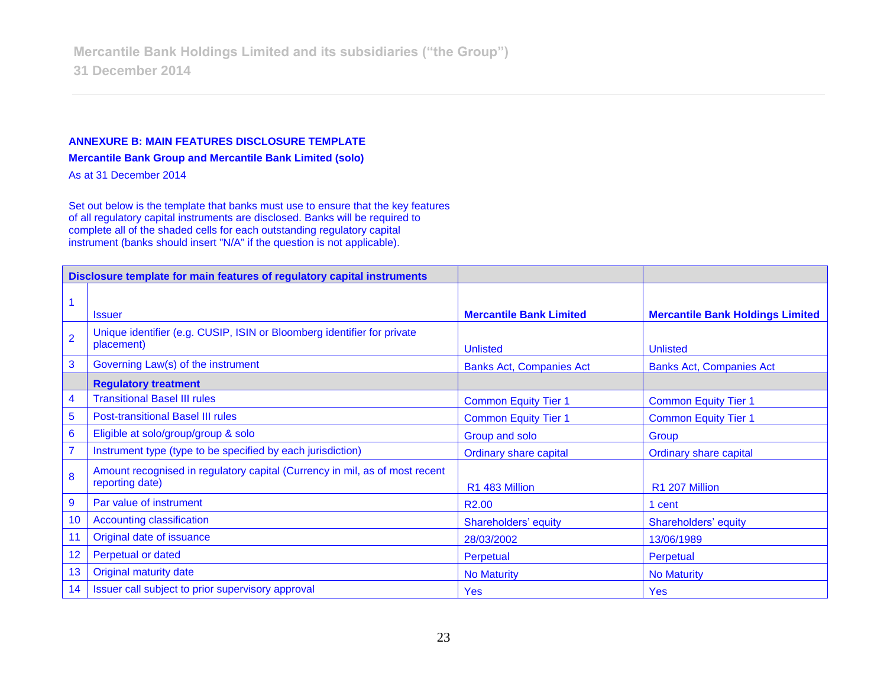**ANNEXURE B: MAIN FEATURES DISCLOSURE TEMPLATE**

**Mercantile Bank Group and Mercantile Bank Limited (solo)**

As at 31 December 2014

Set out below is the template that banks must use to ensure that the key features of all regulatory capital instruments are disclosed. Banks will be required to complete all of the shaded cells for each outstanding regulatory capital instrument (banks should insert "N/A" if the question is not applicable).

| | **Disclosure template for main features of regulatory capital instruments** | | |
|---|---|---|---|
| 1 | Issuer | **Mercantile Bank Limited** | **Mercantile Bank Holdings Limited** |
| 2 | Unique identifier (e.g. CUSIP, ISIN or Bloomberg identifier for private placement) | Unlisted | Unlisted |
| 3 | Governing Law(s) of the instrument | Banks Act, Companies Act | Banks Act, Companies Act |
| | **Regulatory treatment** | | |
| 4 | Transitional Basel III rules | Common Equity Tier 1 | Common Equity Tier 1 |
| 5 | Post-transitional Basel III rules | Common Equity Tier 1 | Common Equity Tier 1 |
| 6 | Eligible at solo/group/group & solo | Group and solo | Group |
| 7 | Instrument type (type to be specified by each jurisdiction) | Ordinary share capital | Ordinary share capital |
| 8 | Amount recognised in regulatory capital (Currency in mil, as of most recent reporting date) | R1 483 Million | R1 207 Million |
| 9 | Par value of instrument | R2.00 | 1 cent |
| 10 | Accounting classification | Shareholders' equity | Shareholders' equity |
| 11 | Original date of issuance | 28/03/2002 | 13/06/1989 |
| 12 | Perpetual or dated | Perpetual | Perpetual |
| 13 | Original maturity date | No Maturity | No Maturity |
| 14 | Issuer call subject to prior supervisory approval | Yes | Yes |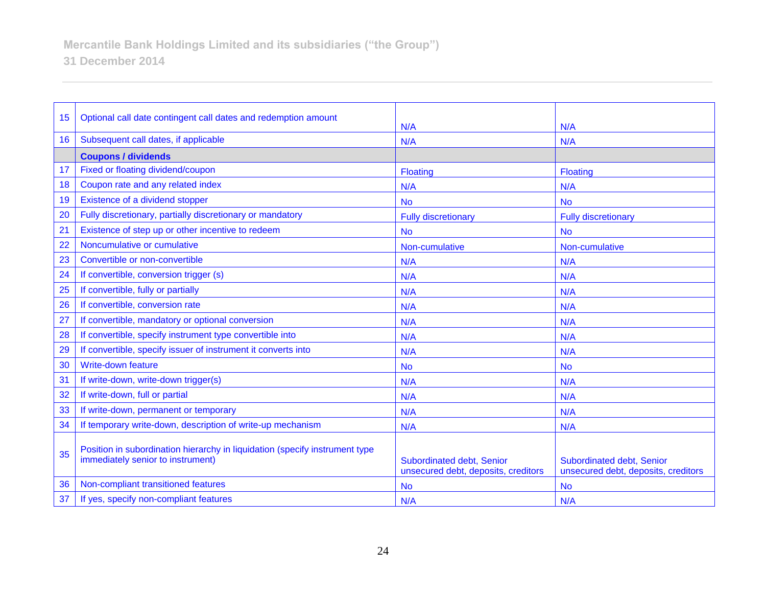| | | | |
|---|---|---|---|
| 15 | Optional call date contingent call dates and redemption amount | N/A | N/A |
| 16 | Subsequent call dates, if applicable | N/A | N/A |
| | **Coupons / dividends** | | |
| 17 | Fixed or floating dividend/coupon | Floating | Floating |
| 18 | Coupon rate and any related index | N/A | N/A |
| 19 | Existence of a dividend stopper | No | No |
| 20 | Fully discretionary, partially discretionary or mandatory | Fully discretionary | Fully discretionary |
| 21 | Existence of step up or other incentive to redeem | No | No |
| 22 | Noncumulative or cumulative | Non-cumulative | Non-cumulative |
| 23 | Convertible or non-convertible | N/A | N/A |
| 24 | If convertible, conversion trigger (s) | N/A | N/A |
| 25 | If convertible, fully or partially | N/A | N/A |
| 26 | If convertible, conversion rate | N/A | N/A |
| 27 | If convertible, mandatory or optional conversion | N/A | N/A |
| 28 | If convertible, specify instrument type convertible into | N/A | N/A |
| 29 | If convertible, specify issuer of instrument it converts into | N/A | N/A |
| 30 | Write-down feature | No | No |
| 31 | If write-down, write-down trigger(s) | N/A | N/A |
| 32 | If write-down, full or partial | N/A | N/A |
| 33 | If write-down, permanent or temporary | N/A | N/A |
| 34 | If temporary write-down, description of write-up mechanism | N/A | N/A |
| 35 | Position in subordination hierarchy in liquidation (specify instrument type immediately senior to instrument) | Subordinated debt, Senior unsecured debt, deposits, creditors | Subordinated debt, Senior unsecured debt, deposits, creditors |
| 36 | Non-compliant transitioned features | No | No |
| 37 | If yes, specify non-compliant features | N/A | N/A |